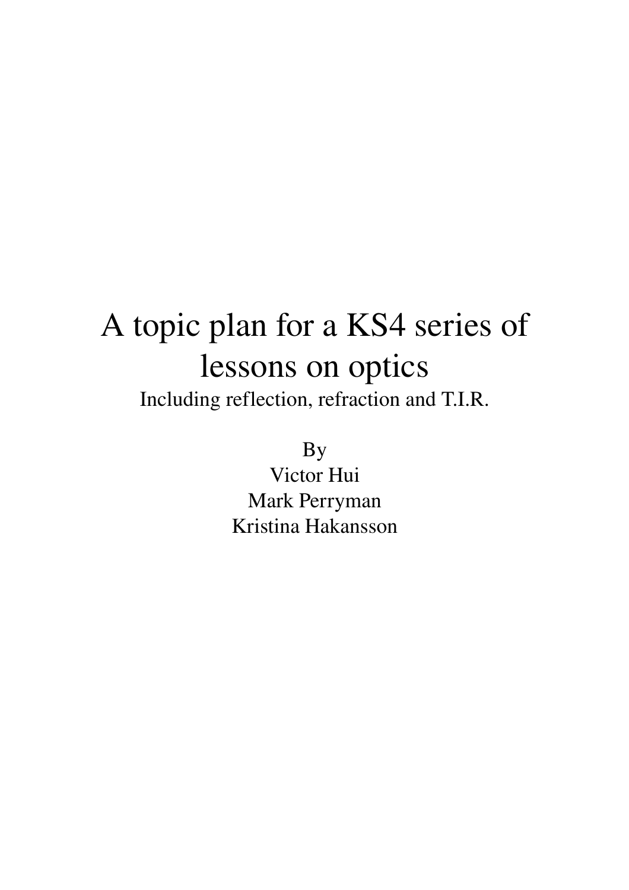# A topic plan for a KS4 series of lessons on optics

Including reflection, refraction and T.I.R.

By

Victor Hui

Mark Perryman

Kristina Hakansson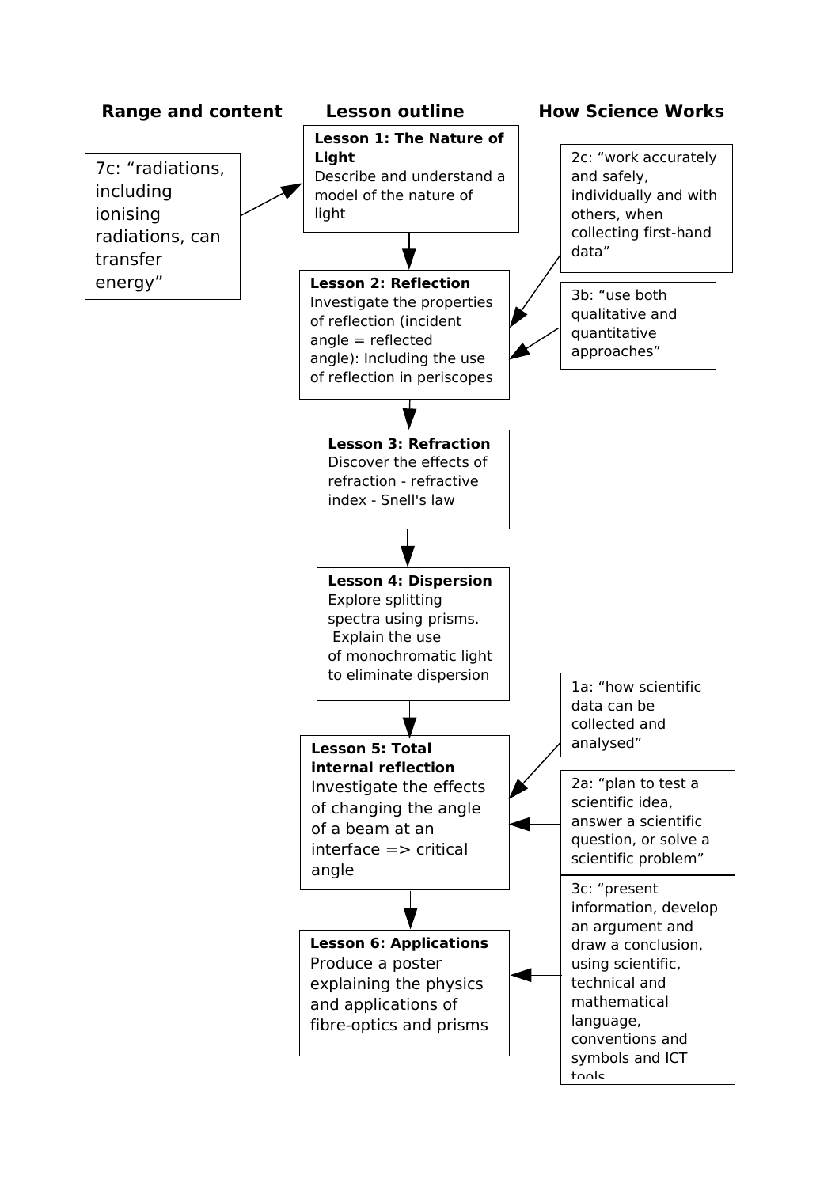| Range and content | Lesson outline | How Science Works |
|---|---|---|
| 7c: “radiations, including ionising radiations, can transfer energy” → | **Lesson 1: The Nature of Light** Describe and understand a model of the nature of light | |
| | ↓ | |
| | **Lesson 2: Reflection** Investigate the properties of reflection (incident angle = reflected angle): Including the use of reflection in periscopes | ← 2c: “work accurately and safely, individually and with others, when collecting first-hand data” ← 3b: “use both qualitative and quantitative approaches” |
| | ↓ | |
| | **Lesson 3: Refraction** Discover the effects of refraction - refractive index - Snell's law | |
| | ↓ | |
| | **Lesson 4: Dispersion** Explore splitting spectra using prisms. Explain the use of monochromatic light to eliminate dispersion | |
| | ↓ | |
| | **Lesson 5: Total internal reflection** Investigate the effects of changing the angle of a beam at an interface => critical angle | ← 1a: “how scientific data can be collected and analysed” ← 2a: “plan to test a scientific idea, answer a scientific question, or solve a scientific problem” |
| | ↓ | |
| | **Lesson 6: Applications** Produce a poster explaining the physics and applications of fibre-optics and prisms | ← 3c: “present information, develop an argument and draw a conclusion, using scientific, technical and mathematical language, conventions and symbols and ICT tools |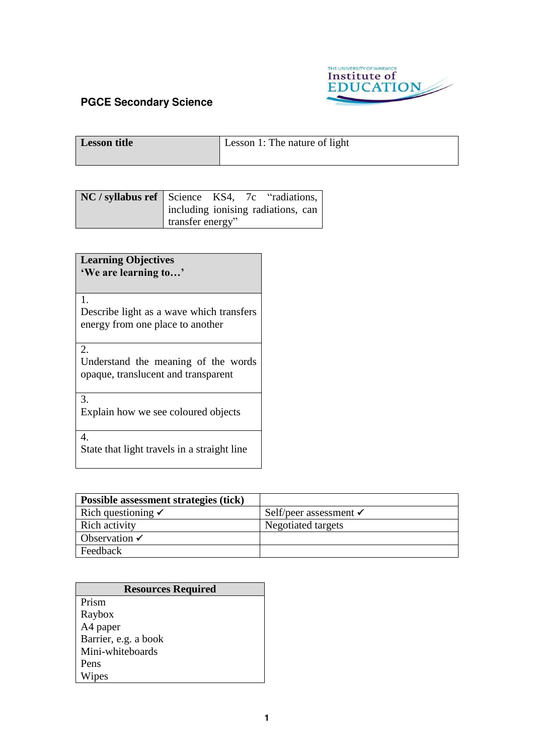**PGCE Secondary Science**

| Lesson title | Lesson 1: The nature of light |
|---|---|

| NC / syllabus ref | Science KS4, 7c "radiations, including ionising radiations, can transfer energy" |
|---|---|

| Learning Objectives 'We are learning to…' |
|---|
| 1. Describe light as a wave which transfers energy from one place to another |
| 2. Understand the meaning of the words opaque, translucent and transparent |
| 3. Explain how we see coloured objects |
| 4. State that light travels in a straight line |

| Possible assessment strategies (tick) | |
|---|---|
| Rich questioning ✓ | Self/peer assessment ✓ |
| Rich activity | Negotiated targets |
| Observation ✓ | |
| Feedback | |

| Resources Required |
|---|
| Prism |
| Raybox |
| A4 paper |
| Barrier, e.g. a book |
| Mini-whiteboards |
| Pens |
| Wipes |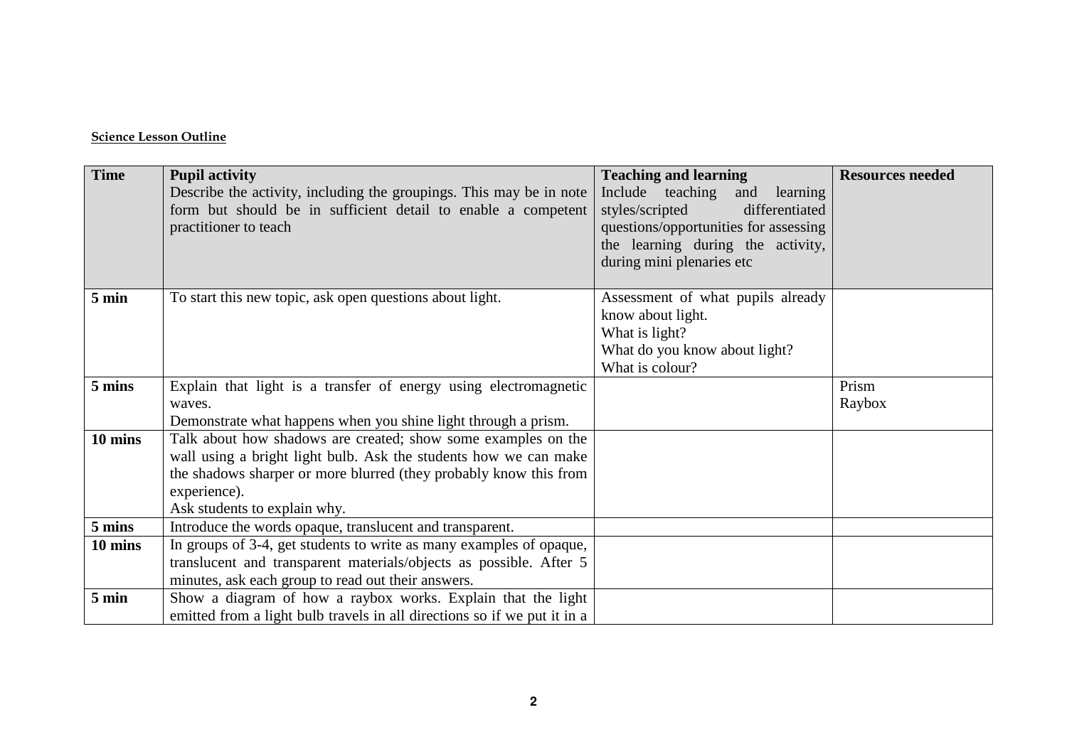**Science Lesson Outline**

| Time | Pupil activity<br>Describe the activity, including the groupings. This may be in note form but should be in sufficient detail to enable a competent practitioner to teach | Teaching and learning<br>Include teaching and learning styles/scripted differentiated questions/opportunities for assessing the learning during the activity, during mini plenaries etc | Resources needed |
|---|---|---|---|
| **5 min** | To start this new topic, ask open questions about light. | Assessment of what pupils already know about light.<br>What is light?<br>What do you know about light?<br>What is colour? | |
| **5 mins** | Explain that light is a transfer of energy using electromagnetic waves.<br>Demonstrate what happens when you shine light through a prism. | | Prism<br>Raybox |
| **10 mins** | Talk about how shadows are created; show some examples on the wall using a bright light bulb. Ask the students how we can make the shadows sharper or more blurred (they probably know this from experience).<br>Ask students to explain why. | | |
| **5 mins** | Introduce the words opaque, translucent and transparent. | | |
| **10 mins** | In groups of 3-4, get students to write as many examples of opaque, translucent and transparent materials/objects as possible. After 5 minutes, ask each group to read out their answers. | | |
| **5 min** | Show a diagram of how a raybox works. Explain that the light emitted from a light bulb travels in all directions so if we put it in a | | |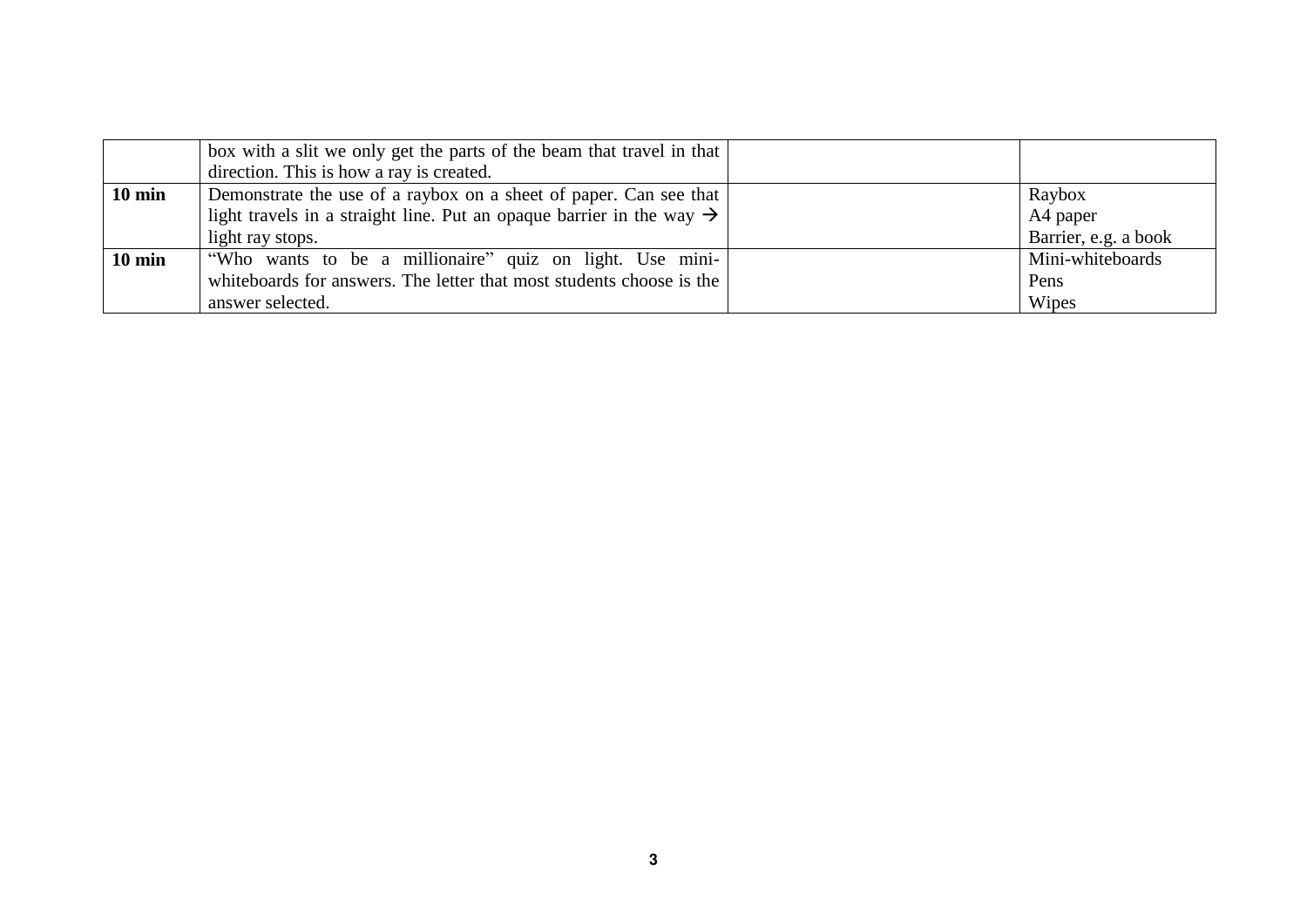| | | | |
|---|---|---|---|
| | box with a slit we only get the parts of the beam that travel in that direction. This is how a ray is created. | | |
| **10 min** | Demonstrate the use of a raybox on a sheet of paper. Can see that light travels in a straight line. Put an opaque barrier in the way → light ray stops. | | Raybox<br>A4 paper<br>Barrier, e.g. a book |
| **10 min** | "Who wants to be a millionaire" quiz on light. Use mini-whiteboards for answers. The letter that most students choose is the answer selected. | | Mini-whiteboards<br>Pens<br>Wipes |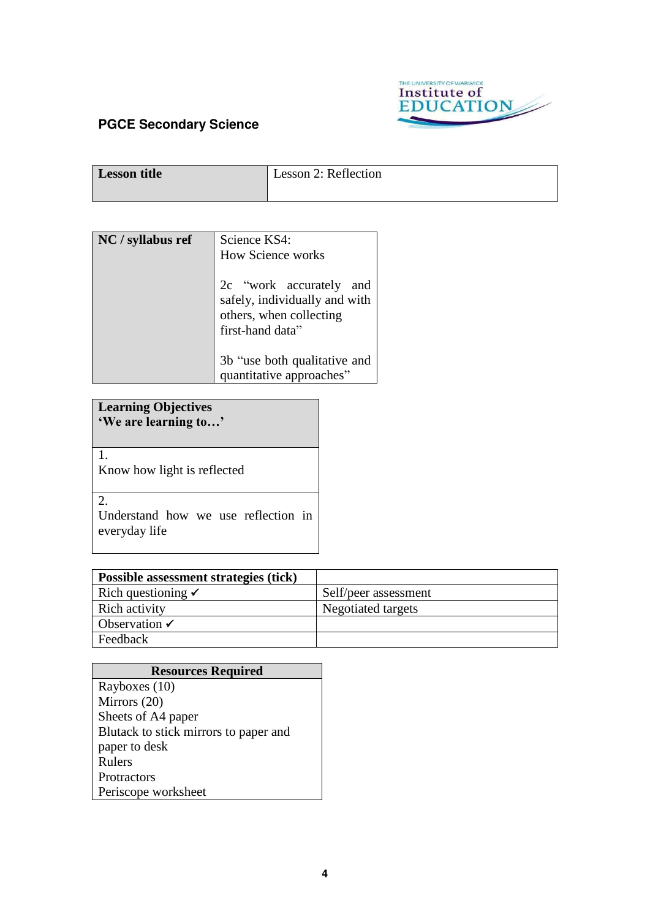**PGCE Secondary Science**

| Lesson title | Lesson 2: Reflection |
| --- | --- |

| NC / syllabus ref | Science KS4:<br>How Science works<br><br>2c "work accurately and safely, individually and with others, when collecting first-hand data"<br><br>3b "use both qualitative and quantitative approaches" |
| --- | --- |

| Learning Objectives<br>'We are learning to…' |
| --- |
| 1.<br>Know how light is reflected |
| 2.<br>Understand how we use reflection in everyday life |

| Possible assessment strategies (tick) | |
| --- | --- |
| Rich questioning ✓ | Self/peer assessment |
| Rich activity | Negotiated targets |
| Observation ✓ | |
| Feedback | |

| Resources Required |
| --- |
| Rayboxes (10) |
| Mirrors (20) |
| Sheets of A4 paper |
| Blutack to stick mirrors to paper and paper to desk |
| Rulers |
| Protractors |
| Periscope worksheet |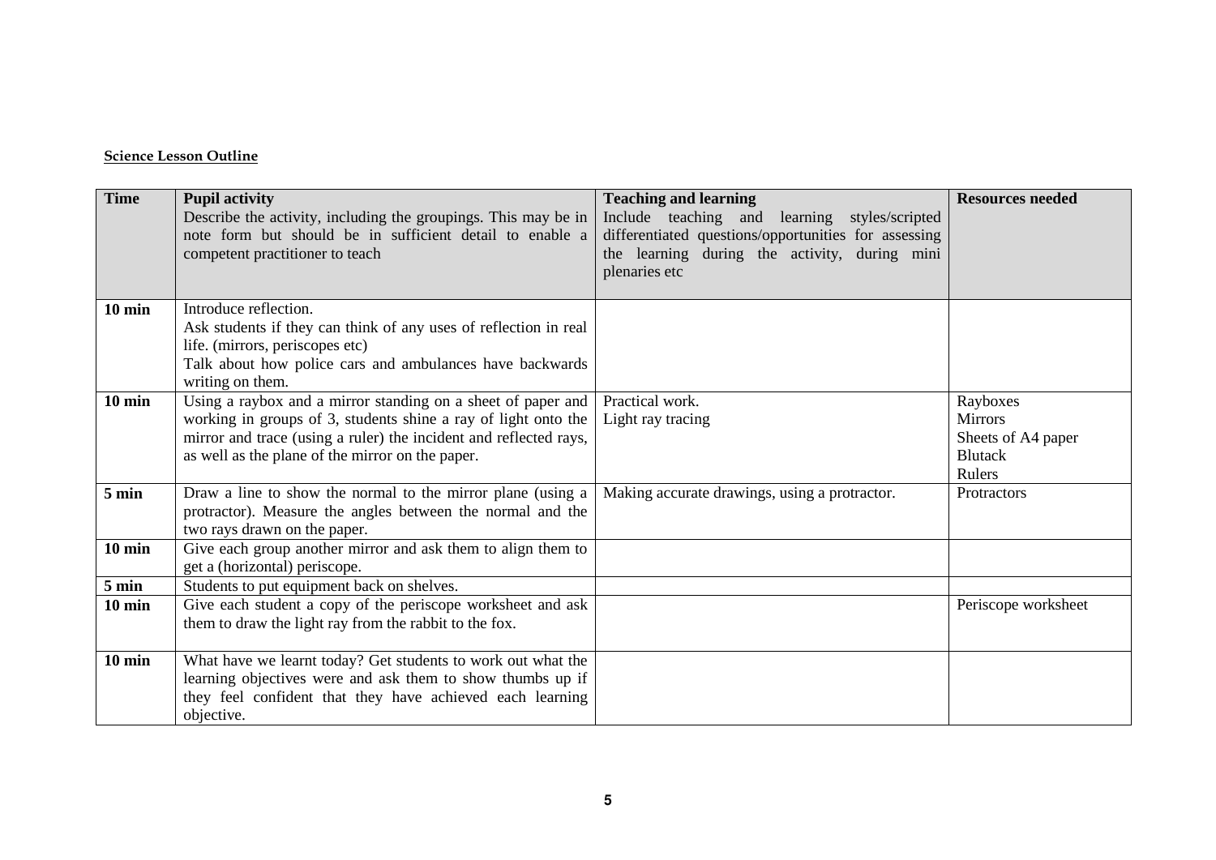**Science Lesson Outline**

| Time | Pupil activity<br>Describe the activity, including the groupings. This may be in note form but should be in sufficient detail to enable a competent practitioner to teach | Teaching and learning<br>Include teaching and learning styles/scripted differentiated questions/opportunities for assessing the learning during the activity, during mini plenaries etc | Resources needed |
|---|---|---|---|
| 10 min | Introduce reflection.<br>Ask students if they can think of any uses of reflection in real life. (mirrors, periscopes etc)<br>Talk about how police cars and ambulances have backwards writing on them. | | |
| 10 min | Using a raybox and a mirror standing on a sheet of paper and working in groups of 3, students shine a ray of light onto the mirror and trace (using a ruler) the incident and reflected rays, as well as the plane of the mirror on the paper. | Practical work.<br>Light ray tracing | Rayboxes<br>Mirrors<br>Sheets of A4 paper<br>Blutack<br>Rulers |
| 5 min | Draw a line to show the normal to the mirror plane (using a protractor). Measure the angles between the normal and the two rays drawn on the paper. | Making accurate drawings, using a protractor. | Protractors |
| 10 min | Give each group another mirror and ask them to align them to get a (horizontal) periscope. | | |
| 5 min | Students to put equipment back on shelves. | | |
| 10 min | Give each student a copy of the periscope worksheet and ask them to draw the light ray from the rabbit to the fox. | | Periscope worksheet |
| 10 min | What have we learnt today? Get students to work out what the learning objectives were and ask them to show thumbs up if they feel confident that they have achieved each learning objective. | | |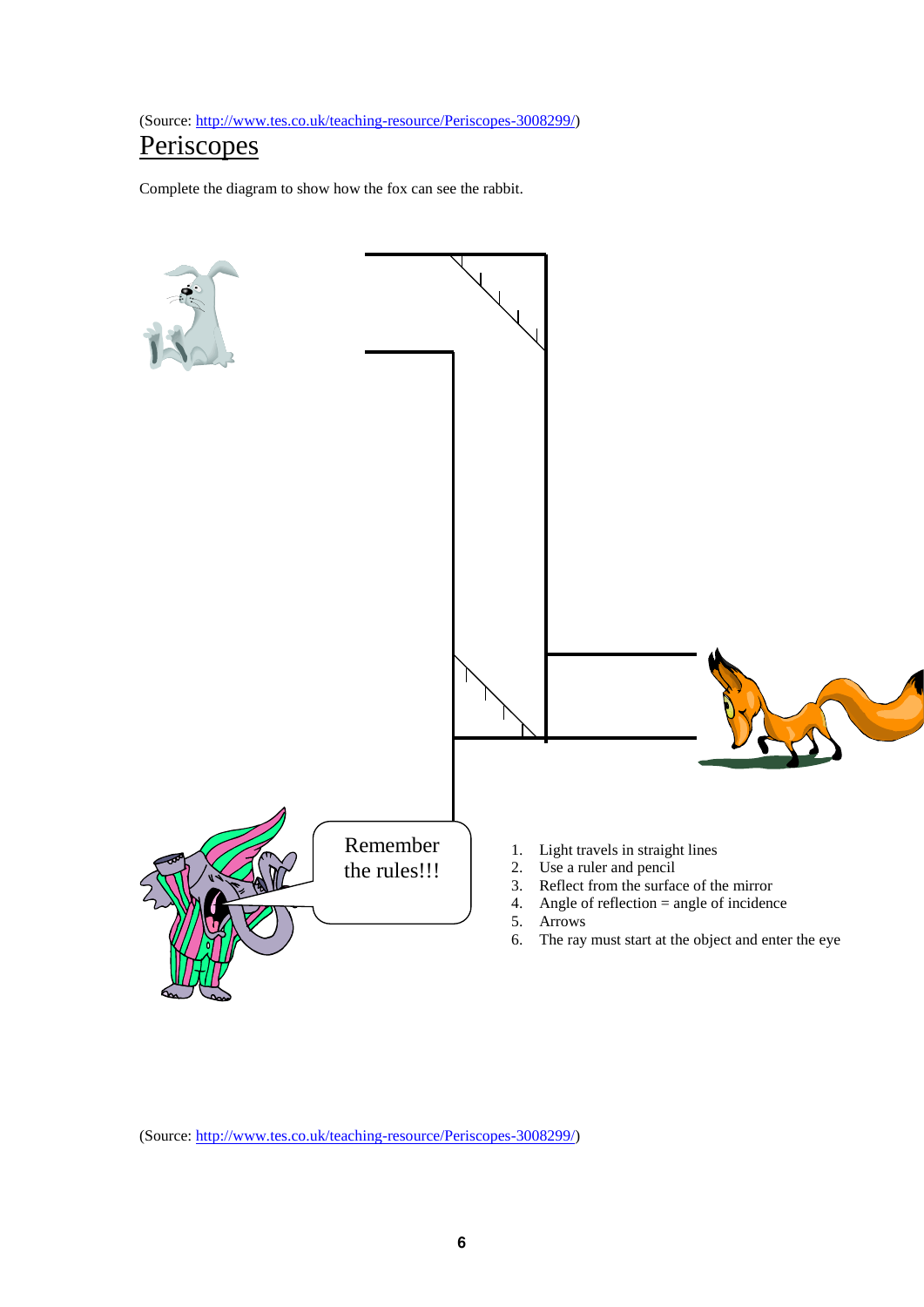(Source: http://www.tes.co.uk/teaching-resource/Periscopes-3008299/)

# Periscopes

Complete the diagram to show how the fox can see the rabbit.

Remember the rules!!!

1. Light travels in straight lines
2. Use a ruler and pencil
3. Reflect from the surface of the mirror
4. Angle of reflection = angle of incidence
5. Arrows
6. The ray must start at the object and enter the eye

(Source: http://www.tes.co.uk/teaching-resource/Periscopes-3008299/)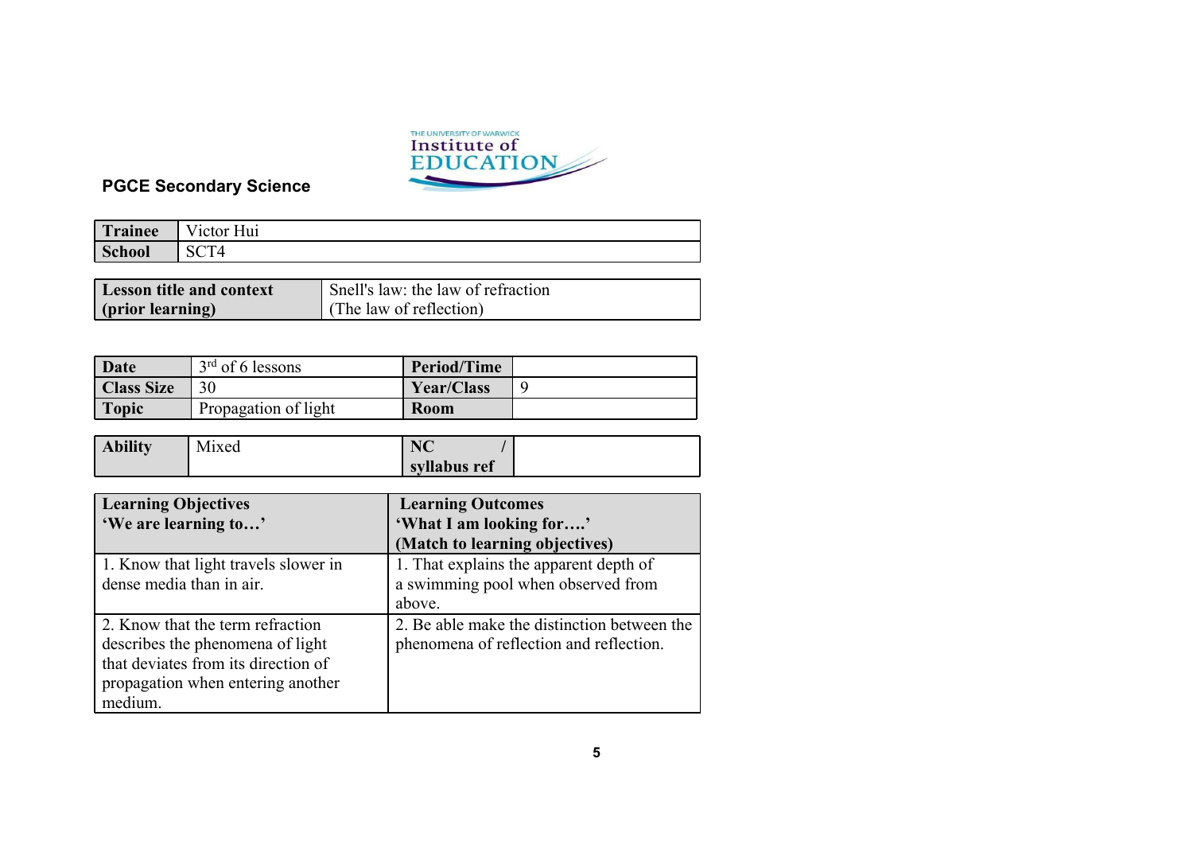THE UNIVERSITY OF WARWICK Institute of EDUCATION

**PGCE Secondary Science**

| **Trainee** | Victor Hui |
|---|---|
| **School** | SCT4 |

| **Lesson title and context (prior learning)** | Snell's law: the law of refraction (The law of reflection) |
|---|---|

| **Date** | 3rd of 6 lessons | **Period/Time** | |
|---|---|---|---|
| **Class Size** | 30 | **Year/Class** | 9 |
| **Topic** | Propagation of light | **Room** | |

| **Ability** | Mixed | **NC / syllabus ref** | |
|---|---|---|---|

| **Learning Objectives 'We are learning to…'** | **Learning Outcomes 'What I am looking for….' (Match to learning objectives)** |
|---|---|
| 1. Know that light travels slower in dense media than in air. | 1. That explains the apparent depth of a swimming pool when observed from above. |
| 2. Know that the term refraction describes the phenomena of light that deviates from its direction of propagation when entering another medium. | 2. Be able make the distinction between the phenomena of reflection and reflection. |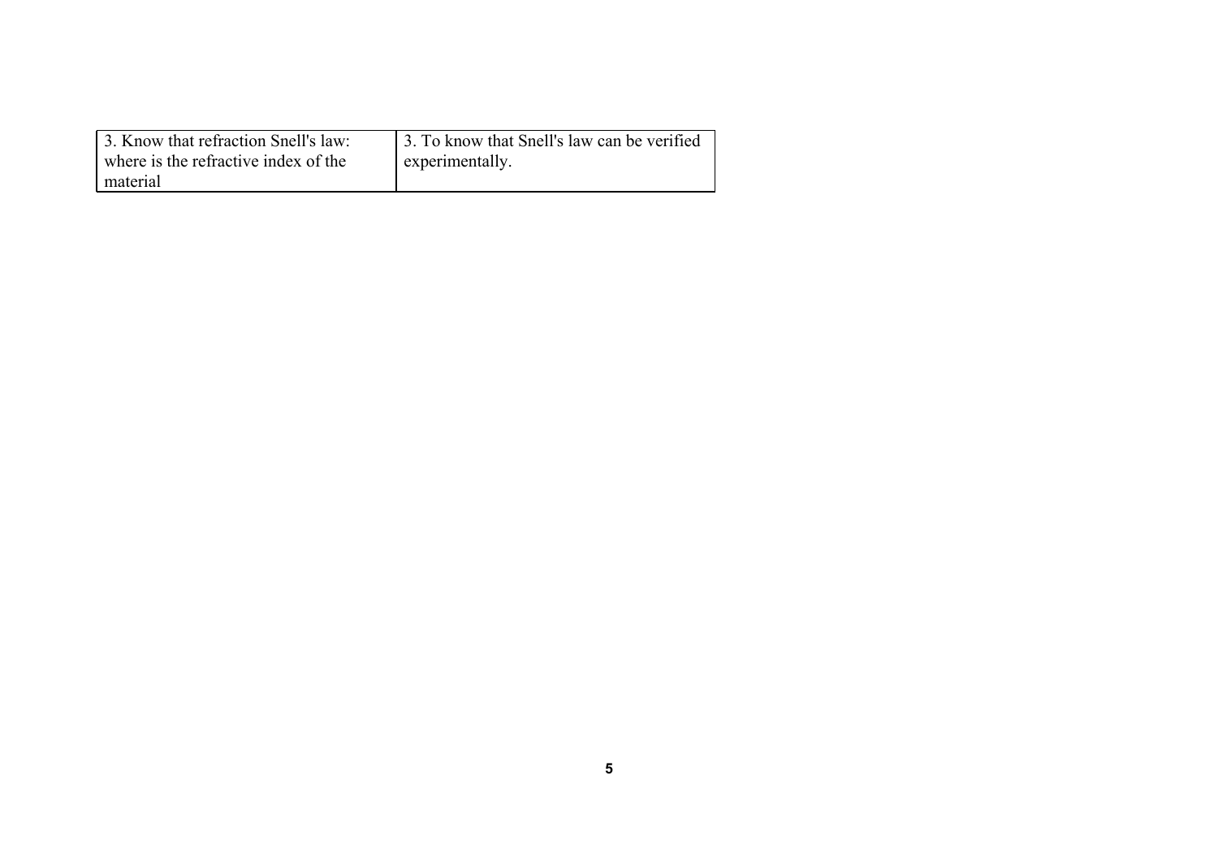| 3. Know that refraction Snell's law: where is the refractive index of the material | 3. To know that Snell's law can be verified experimentally. |
|---|---|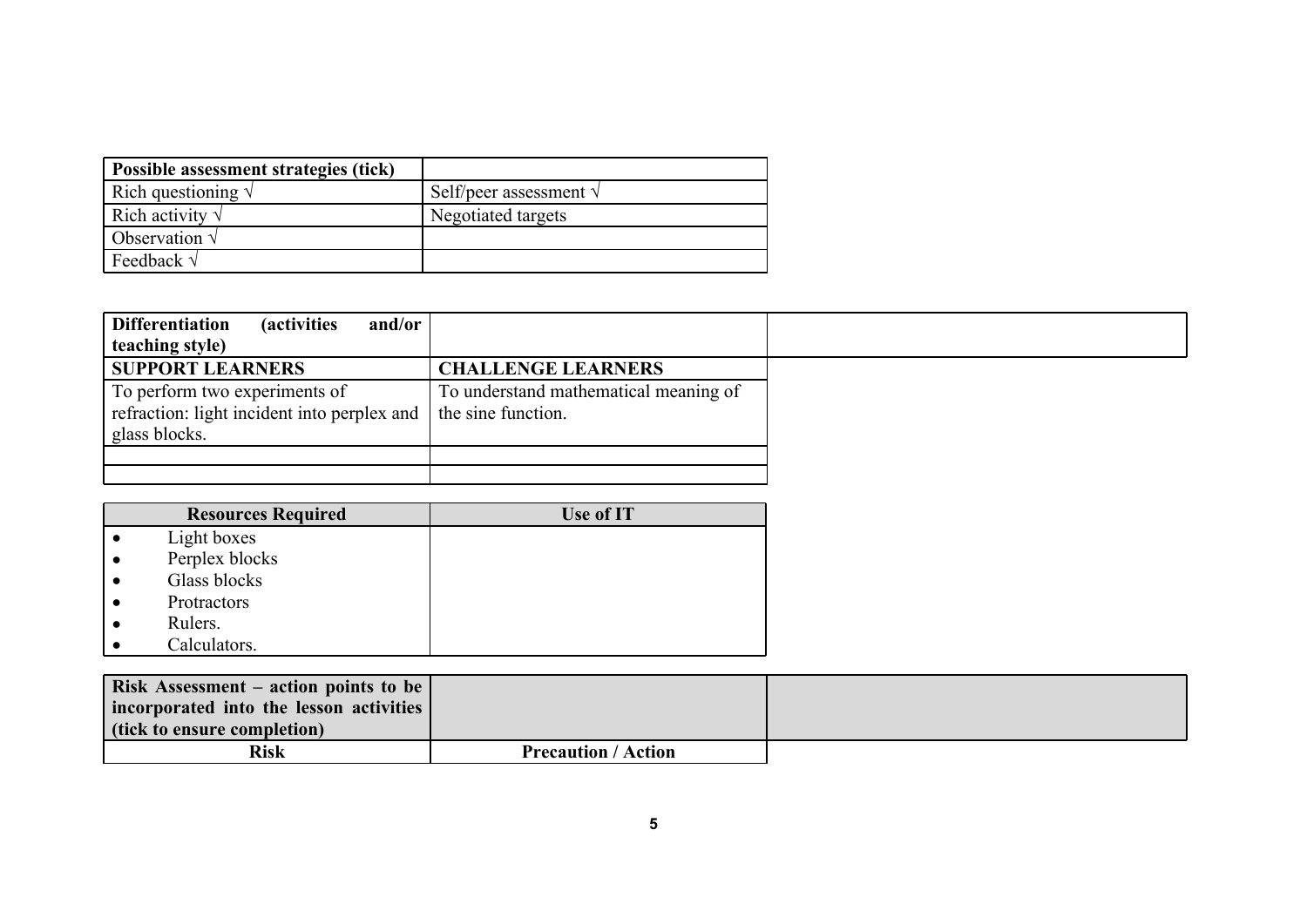| **Possible assessment strategies (tick)** | |
| --- | --- |
| Rich questioning √ | Self/peer assessment √ |
| Rich activity √ | Negotiated targets |
| Observation √ | |
| Feedback √ | |

| **Differentiation (activities and/or teaching style)** | | |
| --- | --- | --- |
| **SUPPORT LEARNERS** | **CHALLENGE LEARNERS** | |
| To perform two experiments of refraction: light incident into perplex and glass blocks. | To understand mathematical meaning of the sine function. | |
| | | |
| | | |

| **Resources Required** | **Use of IT** |
| --- | --- |
| • Light boxes<br>• Perplex blocks<br>• Glass blocks<br>• Protractors<br>• Rulers.<br>• Calculators. | |

| **Risk Assessment – action points to be incorporated into the lesson activities (tick to ensure completion)** | | |
| --- | --- | --- |
| **Risk** | **Precaution / Action** | |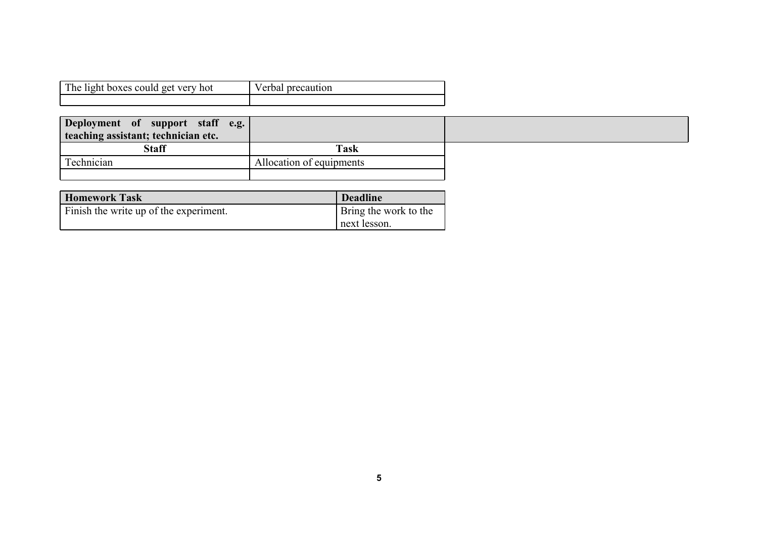| The light boxes could get very hot | Verbal precaution |
| --- | --- |
| | |

| **Deployment of support staff e.g. teaching assistant; technician etc.** | | |
| --- | --- | --- |
| **Staff** | **Task** | |
| Technician | Allocation of equipments | |
| | | |

| **Homework Task** | **Deadline** |
| --- | --- |
| Finish the write up of the experiment. | Bring the work to the next lesson. |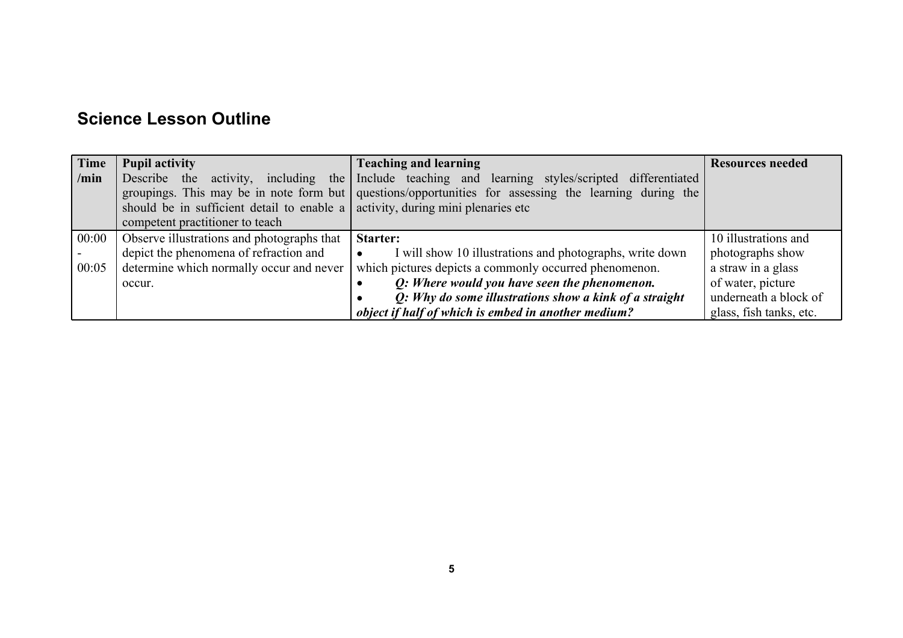## Science Lesson Outline

| Time /min | Pupil activity<br>Describe the activity, including the groupings. This may be in note form but should be in sufficient detail to enable a competent practitioner to teach | Teaching and learning<br>Include teaching and learning styles/scripted differentiated questions/opportunities for assessing the learning during the activity, during mini plenaries etc | Resources needed |
|---|---|---|---|
| 00:00 - 00:05 | Observe illustrations and photographs that depict the phenomena of refraction and determine which normally occur and never occur. | **Starter:**<br>• I will show 10 illustrations and photographs, write down which pictures depicts a commonly occurred phenomenon.<br>• ***Q: Where would you have seen the phenomenon.***<br>• ***Q: Why do some illustrations show a kink of a straight object if half of which is embed in another medium?*** | 10 illustrations and photographs show a straw in a glass of water, picture underneath a block of glass, fish tanks, etc. |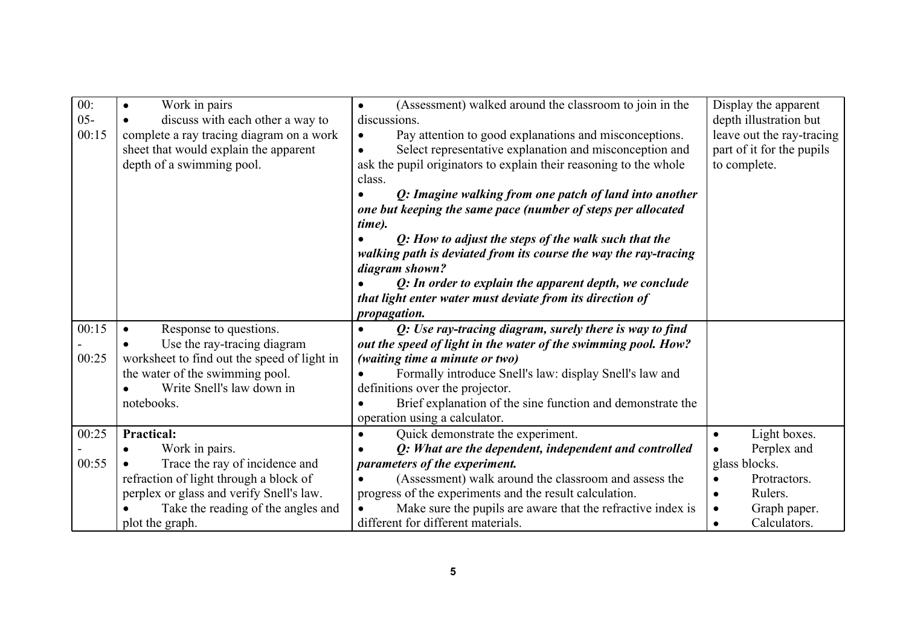| | | | |
|---|---|---|---|
| 00:05-00:15 | • Work in pairs<br>• discuss with each other a way to complete a ray tracing diagram on a work sheet that would explain the apparent depth of a swimming pool. | • (Assessment) walked around the classroom to join in the discussions.<br>• Pay attention to good explanations and misconceptions.<br>• Select representative explanation and misconception and ask the pupil originators to explain their reasoning to the whole class.<br>• ***Q: Imagine walking from one patch of land into another one but keeping the same pace (number of steps per allocated time).***<br>• ***Q: How to adjust the steps of the walk such that the walking path is deviated from its course the way the ray-tracing diagram shown?***<br>• ***Q: In order to explain the apparent depth, we conclude that light enter water must deviate from its direction of propagation.*** | Display the apparent depth illustration but leave out the ray-tracing part of it for the pupils to complete. |
| 00:15-00:25 | • Response to questions.<br>• Use the ray-tracing diagram worksheet to find out the speed of light in the water of the swimming pool.<br>• Write Snell's law down in notebooks. | • ***Q: Use ray-tracing diagram, surely there is way to find out the speed of light in the water of the swimming pool. How? (waiting time a minute or two)***<br>• Formally introduce Snell's law: display Snell's law and definitions over the projector.<br>• Brief explanation of the sine function and demonstrate the operation using a calculator. | |
| 00:25-00:55 | **Practical:**<br>• Work in pairs.<br>• Trace the ray of incidence and refraction of light through a block of perplex or glass and verify Snell's law.<br>• Take the reading of the angles and plot the graph. | • Quick demonstrate the experiment.<br>• ***Q: What are the dependent, independent and controlled parameters of the experiment.***<br>• (Assessment) walk around the classroom and assess the progress of the experiments and the result calculation.<br>• Make sure the pupils are aware that the refractive index is different for different materials. | • Light boxes.<br>• Perplex and glass blocks.<br>• Protractors.<br>• Rulers.<br>• Graph paper.<br>• Calculators. |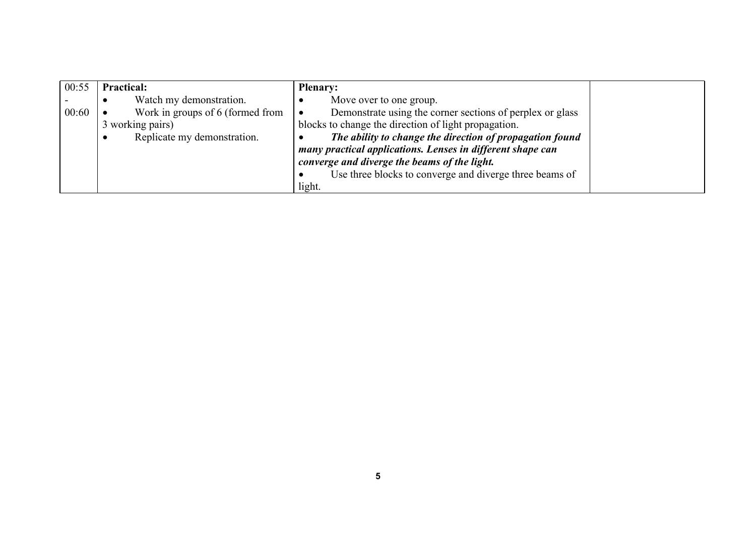| 00:55 - 00:60 | **Practical:**<br>• Watch my demonstration.<br>• Work in groups of 6 (formed from 3 working pairs)<br>• Replicate my demonstration. | **Plenary:**<br>• Move over to one group.<br>• Demonstrate using the corner sections of perplex or glass blocks to change the direction of light propagation.<br>• ***The ability to change the direction of propagation found many practical applications. Lenses in different shape can converge and diverge the beams of the light.***<br>• Use three blocks to converge and diverge three beams of light. | |
|---|---|---|---|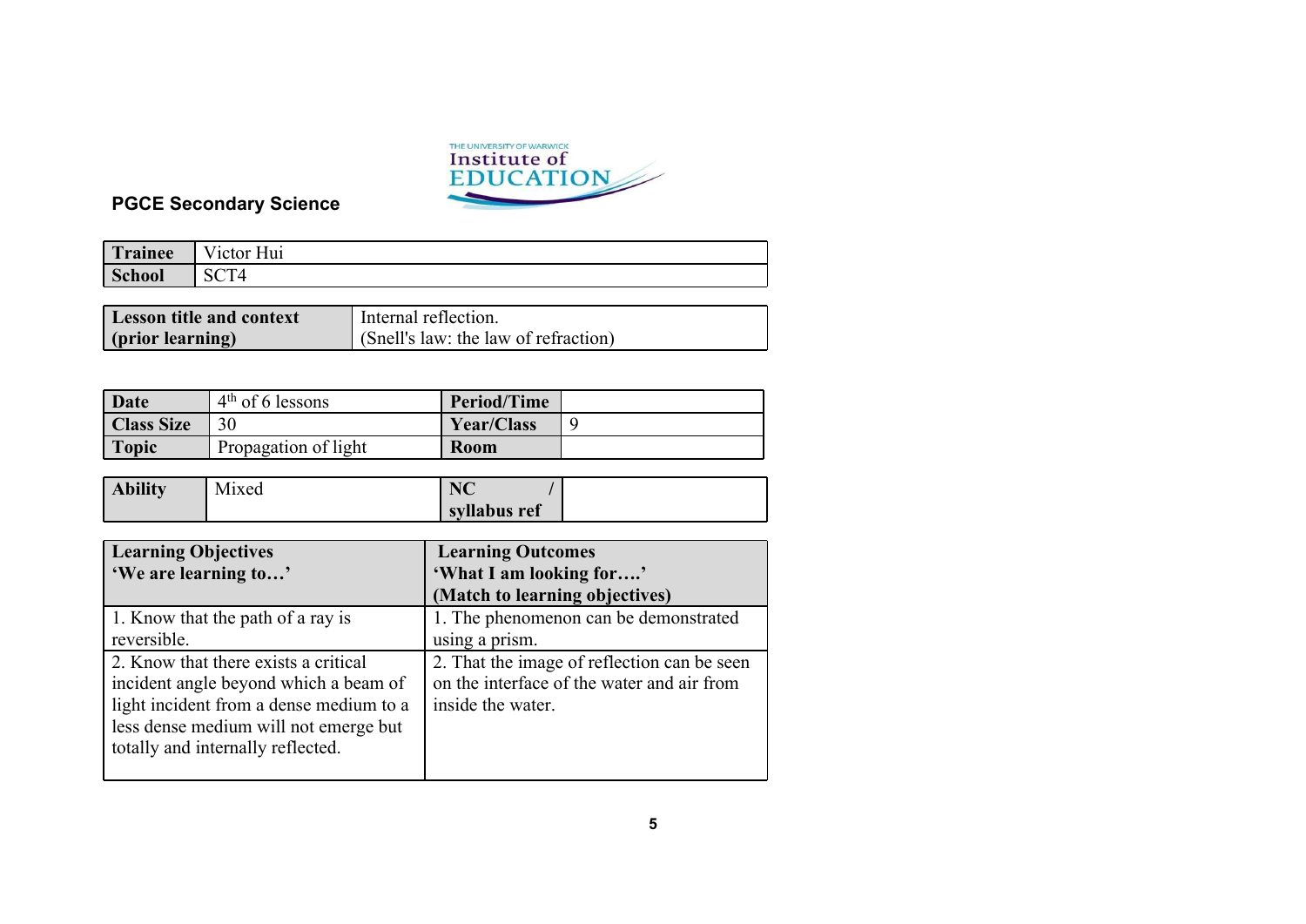**PGCE Secondary Science**

| Trainee | Victor Hui |
|---|---|
| School | SCT4 |

| Lesson title and context (prior learning) | Internal reflection. (Snell's law: the law of refraction) |
|---|---|

| Date | 4th of 6 lessons | Period/Time | |
|---|---|---|---|
| Class Size | 30 | Year/Class | 9 |
| Topic | Propagation of light | Room | |

| Ability | Mixed | NC / syllabus ref | |
|---|---|---|---|

| Learning Objectives 'We are learning to…' | Learning Outcomes 'What I am looking for….' (Match to learning objectives) |
|---|---|
| 1. Know that the path of a ray is reversible. | 1. The phenomenon can be demonstrated using a prism. |
| 2. Know that there exists a critical incident angle beyond which a beam of light incident from a dense medium to a less dense medium will not emerge but totally and internally reflected. | 2. That the image of reflection can be seen on the interface of the water and air from inside the water. |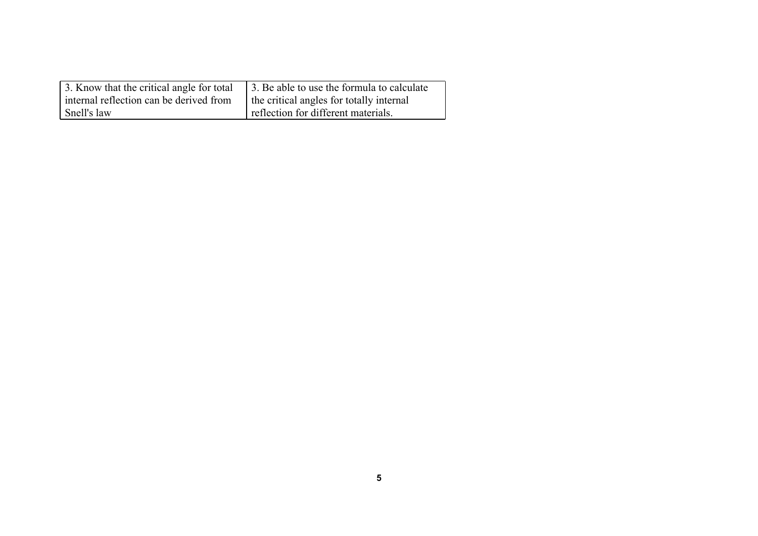| | |
|---|---|
| 3. Know that the critical angle for total internal reflection can be derived from Snell's law | 3. Be able to use the formula to calculate the critical angles for totally internal reflection for different materials. |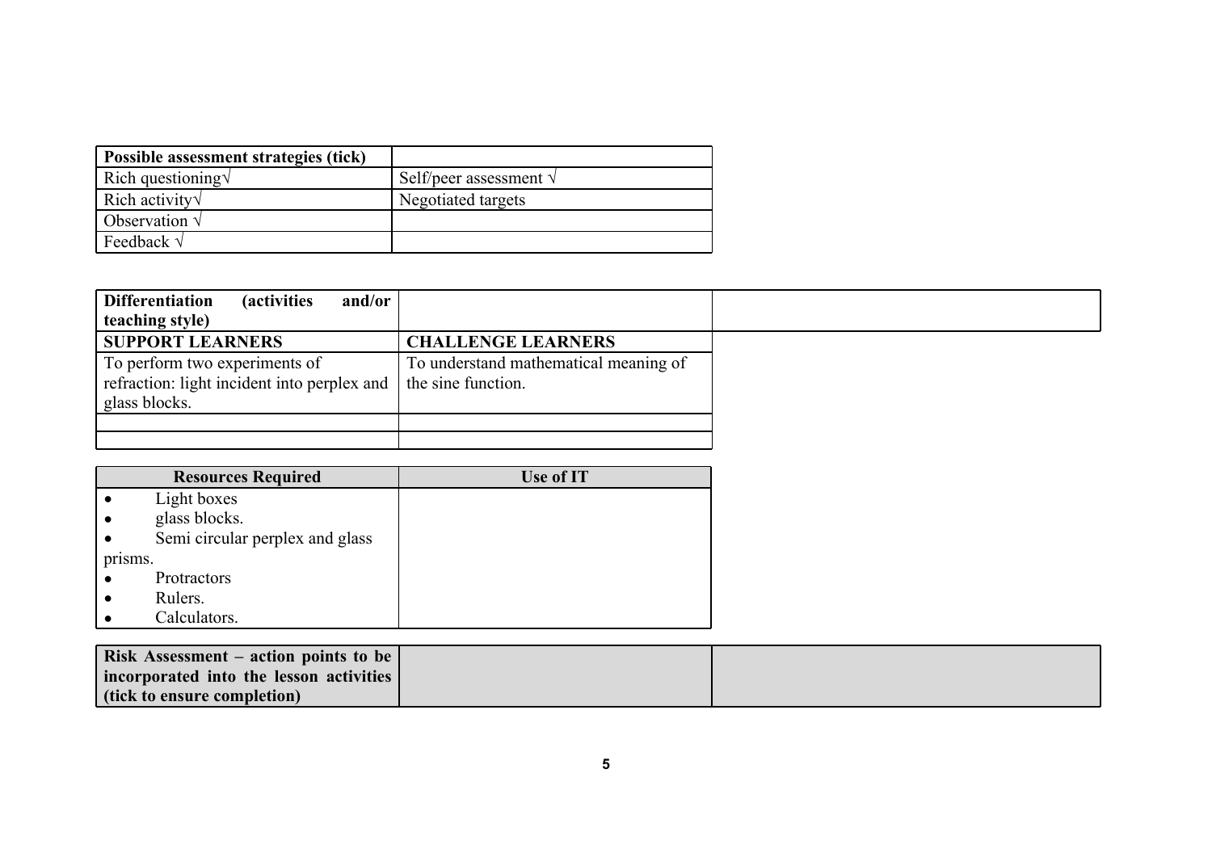| Possible assessment strategies (tick) | |
|---|---|
| Rich questioning√ | Self/peer assessment √ |
| Rich activity√ | Negotiated targets |
| Observation √ | |
| Feedback √ | |

| Differentiation (activities and/or teaching style) | | |
|---|---|---|
| **SUPPORT LEARNERS** | **CHALLENGE LEARNERS** | |
| To perform two experiments of refraction: light incident into perplex and glass blocks. | To understand mathematical meaning of the sine function. | |
| | | |
| | | |

| Resources Required | Use of IT |
|---|---|
| • Light boxes<br>• glass blocks.<br>• Semi circular perplex and glass prisms.<br>• Protractors<br>• Rulers.<br>• Calculators. | |

| Risk Assessment – action points to be incorporated into the lesson activities (tick to ensure completion) | | |
|---|---|---|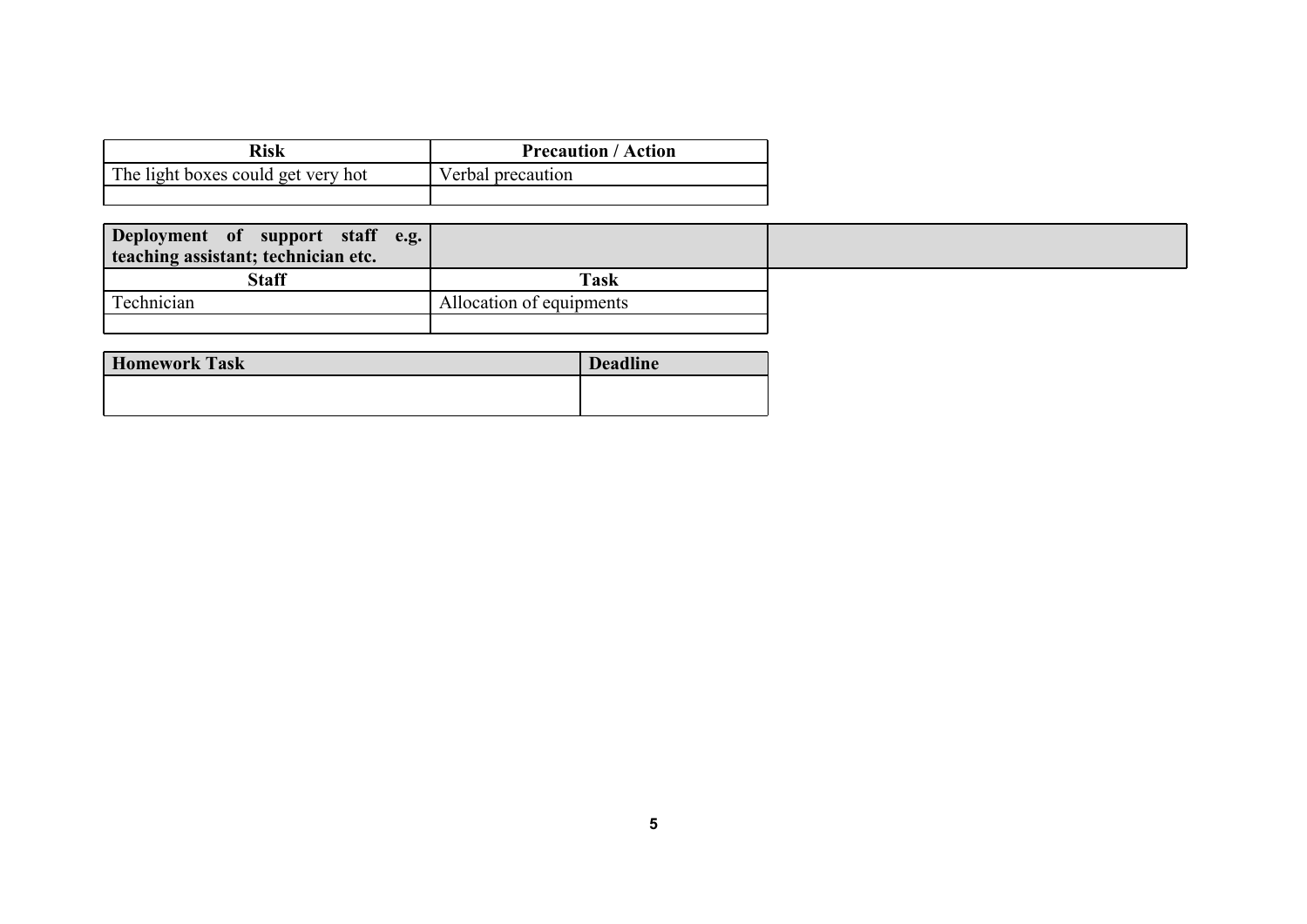| Risk | Precaution / Action |
| --- | --- |
| The light boxes could get very hot | Verbal precaution |
| | |

| Deployment of support staff e.g. teaching assistant; technician etc. | | |
| --- | --- | --- |
| **Staff** | **Task** | |
| Technician | Allocation of equipments | |
| | | |

| Homework Task | Deadline |
| --- | --- |
| | |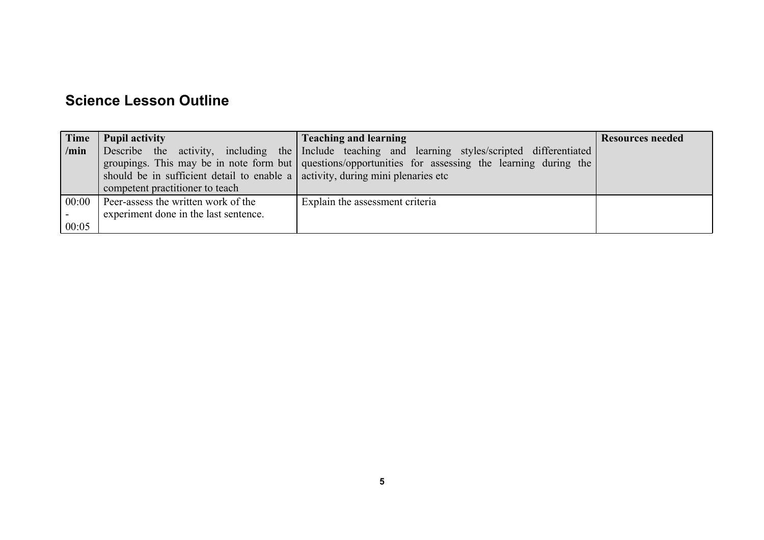## Science Lesson Outline

| Time /min | Pupil activity<br>Describe the activity, including the groupings. This may be in note form but should be in sufficient detail to enable a competent practitioner to teach | Teaching and learning<br>Include teaching and learning styles/scripted differentiated questions/opportunities for assessing the learning during the activity, during mini plenaries etc | Resources needed |
|---|---|---|---|
| 00:00 - 00:05 | Peer-assess the written work of the experiment done in the last sentence. | Explain the assessment criteria | |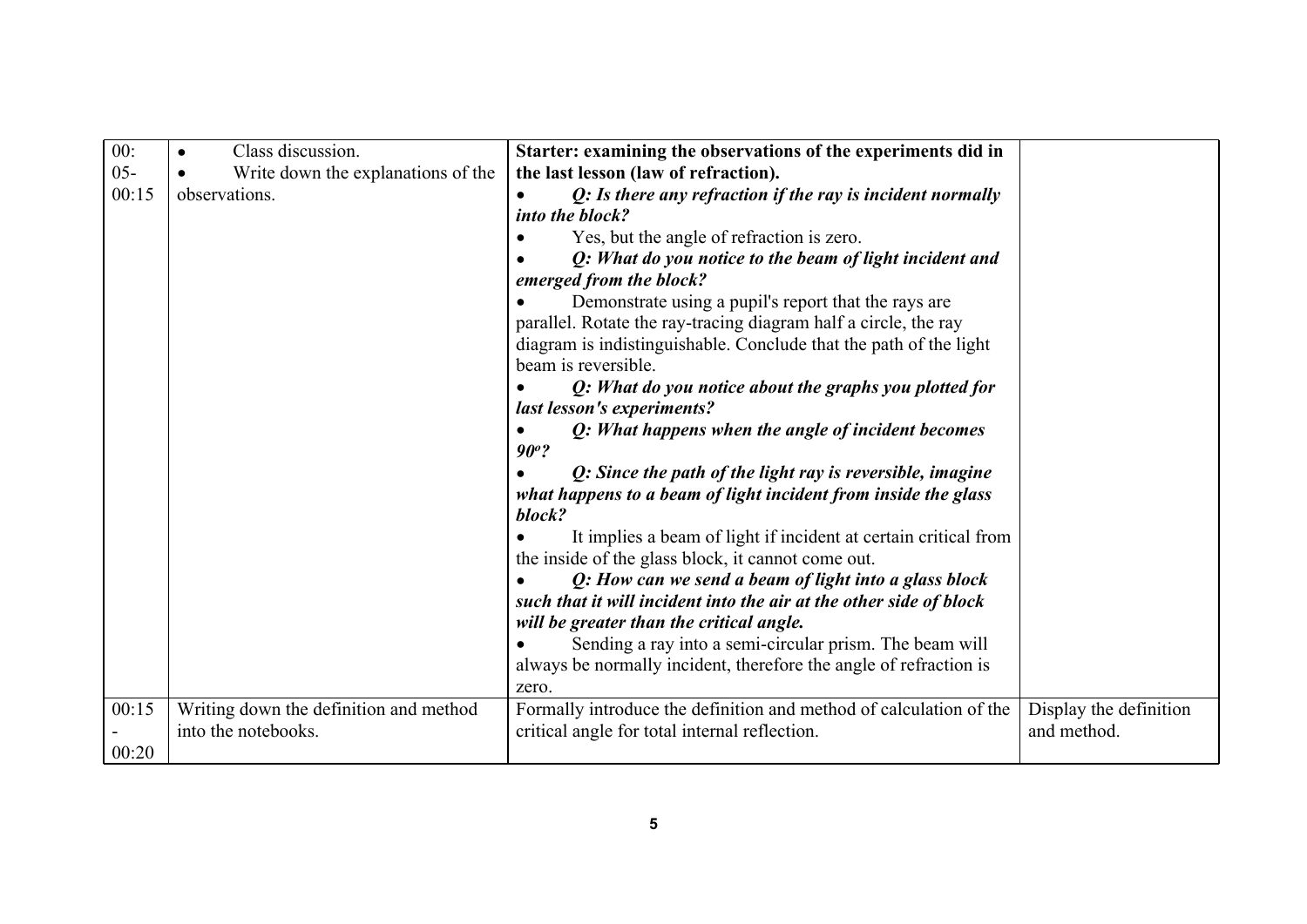| | | | |
|---|---|---|---|
| 00:05-00:15 | • Class discussion.<br>• Write down the explanations of the observations. | **Starter: examining the observations of the experiments did in the last lesson (law of refraction).**<br>• ***Q: Is there any refraction if the ray is incident normally into the block?***<br>• Yes, but the angle of refraction is zero.<br>• ***Q: What do you notice to the beam of light incident and emerged from the block?***<br>• Demonstrate using a pupil's report that the rays are parallel. Rotate the ray-tracing diagram half a circle, the ray diagram is indistinguishable. Conclude that the path of the light beam is reversible.<br>• ***Q: What do you notice about the graphs you plotted for last lesson's experiments?***<br>• ***Q: What happens when the angle of incident becomes 90º?***<br>• ***Q: Since the path of the light ray is reversible, imagine what happens to a beam of light incident from inside the glass block?***<br>• It implies a beam of light if incident at certain critical from the inside of the glass block, it cannot come out.<br>• ***Q: How can we send a beam of light into a glass block such that it will incident into the air at the other side of block will be greater than the critical angle.***<br>• Sending a ray into a semi-circular prism. The beam will always be normally incident, therefore the angle of refraction is zero. | |
| 00:15-00:20 | Writing down the definition and method into the notebooks. | Formally introduce the definition and method of calculation of the critical angle for total internal reflection. | Display the definition and method. |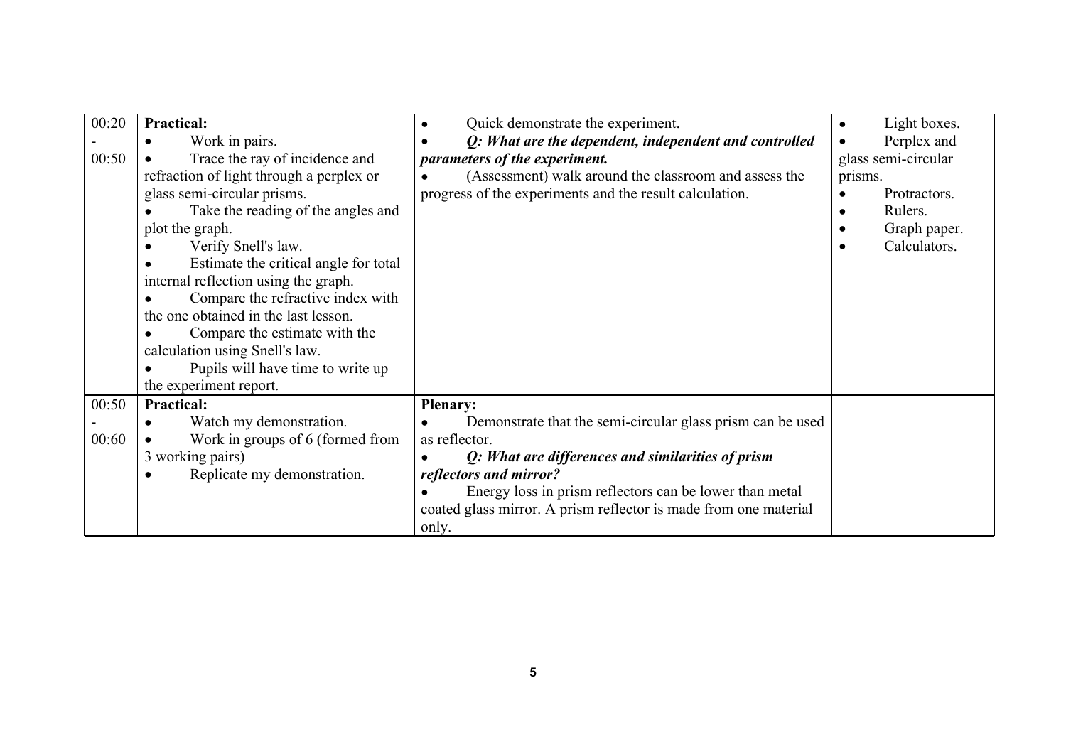| 00:20 - 00:50 | **Practical:**<br>• Work in pairs.<br>• Trace the ray of incidence and refraction of light through a perplex or glass semi-circular prisms.<br>• Take the reading of the angles and plot the graph.<br>• Verify Snell's law.<br>• Estimate the critical angle for total internal reflection using the graph.<br>• Compare the refractive index with the one obtained in the last lesson.<br>• Compare the estimate with the calculation using Snell's law.<br>• Pupils will have time to write up the experiment report. | • Quick demonstrate the experiment.<br>• ***Q: What are the dependent, independent and controlled parameters of the experiment.***<br>• (Assessment) walk around the classroom and assess the progress of the experiments and the result calculation. | • Light boxes.<br>• Perplex and glass semi-circular prisms.<br>• Protractors.<br>• Rulers.<br>• Graph paper.<br>• Calculators. |
|---|---|---|---|
| 00:50 - 00:60 | **Practical:**<br>• Watch my demonstration.<br>• Work in groups of 6 (formed from 3 working pairs)<br>• Replicate my demonstration. | **Plenary:**<br>• Demonstrate that the semi-circular glass prism can be used as reflector.<br>• ***Q: What are differences and similarities of prism reflectors and mirror?***<br>• Energy loss in prism reflectors can be lower than metal coated glass mirror. A prism reflector is made from one material only. | |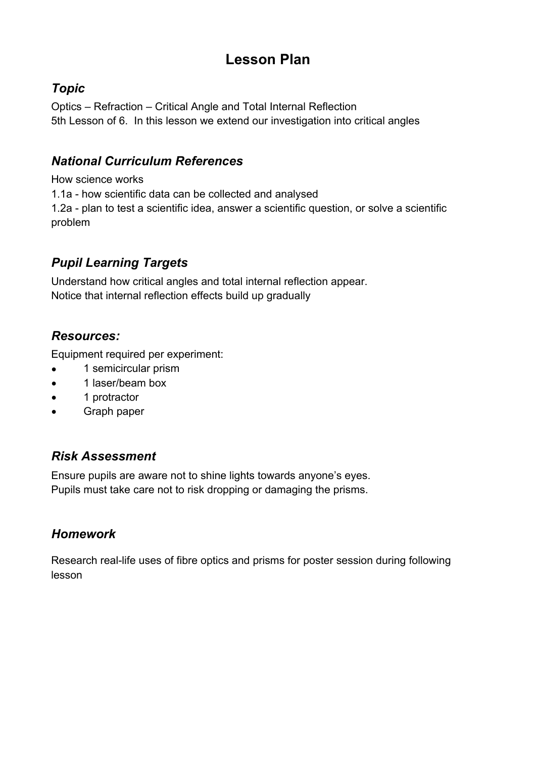# Lesson Plan

## *Topic*

Optics – Refraction – Critical Angle and Total Internal Reflection
5th Lesson of 6. In this lesson we extend our investigation into critical angles

## *National Curriculum References*

How science works
1.1a - how scientific data can be collected and analysed
1.2a - plan to test a scientific idea, answer a scientific question, or solve a scientific problem

## *Pupil Learning Targets*

Understand how critical angles and total internal reflection appear.
Notice that internal reflection effects build up gradually

## *Resources:*

Equipment required per experiment:

- 1 semicircular prism
- 1 laser/beam box
- 1 protractor
- Graph paper

## *Risk Assessment*

Ensure pupils are aware not to shine lights towards anyone's eyes.
Pupils must take care not to risk dropping or damaging the prisms.

## *Homework*

Research real-life uses of fibre optics and prisms for poster session during following lesson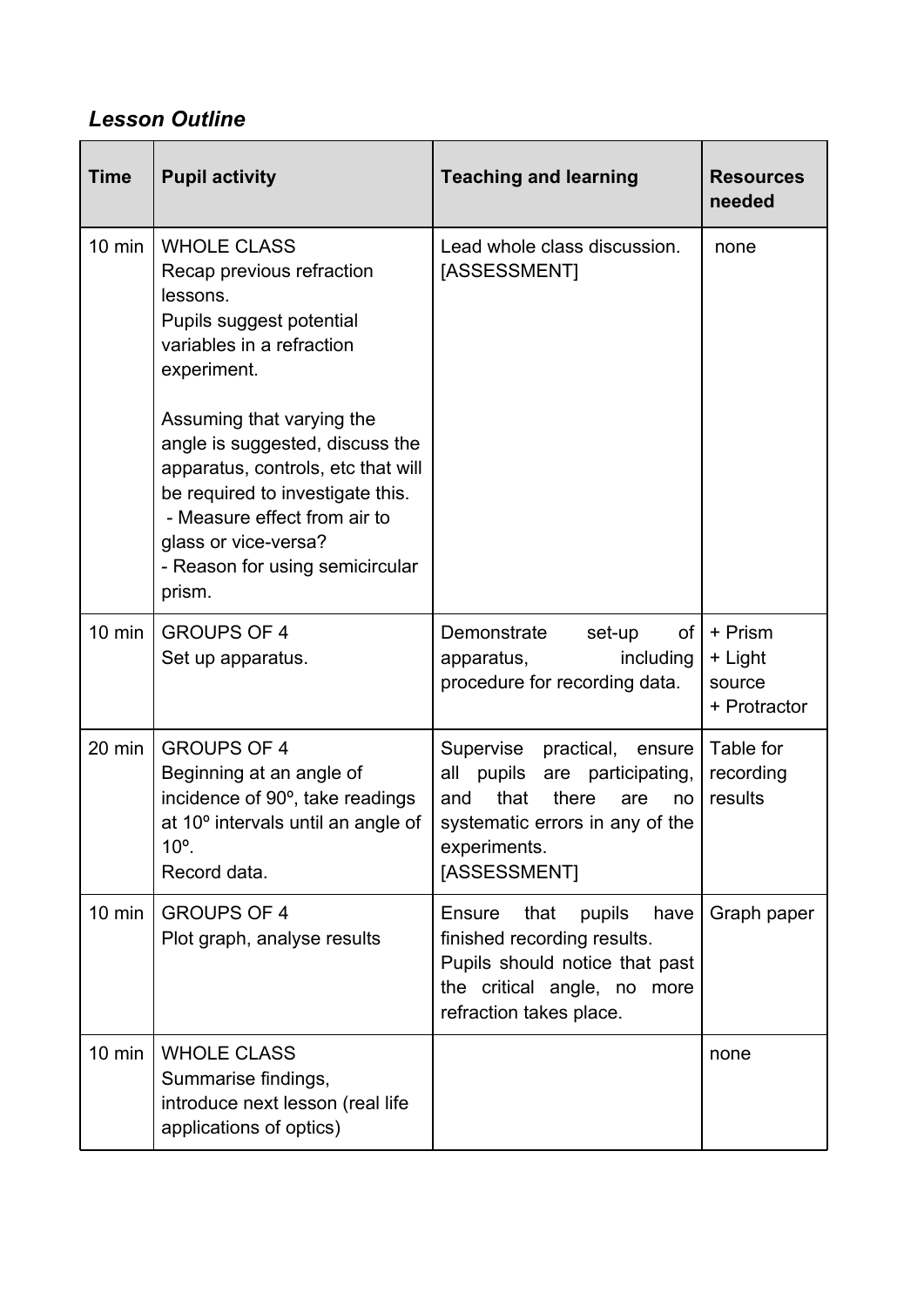### *Lesson Outline*

| Time | Pupil activity | Teaching and learning | Resources needed |
|---|---|---|---|
| 10 min | WHOLE CLASS<br>Recap previous refraction lessons.<br>Pupils suggest potential variables in a refraction experiment.<br><br>Assuming that varying the angle is suggested, discuss the apparatus, controls, etc that will be required to investigate this.<br>- Measure effect from air to glass or vice-versa?<br>- Reason for using semicircular prism. | Lead whole class discussion.<br>[ASSESSMENT] | none |
| 10 min | GROUPS OF 4<br>Set up apparatus. | Demonstrate set-up of apparatus, including procedure for recording data. | + Prism<br>+ Light source<br>+ Protractor |
| 20 min | GROUPS OF 4<br>Beginning at an angle of incidence of 90º, take readings at 10º intervals until an angle of 10º.<br>Record data. | Supervise practical, ensure all pupils are participating, and that there are no systematic errors in any of the experiments.<br>[ASSESSMENT] | Table for recording results |
| 10 min | GROUPS OF 4<br>Plot graph, analyse results | Ensure that pupils have finished recording results.<br>Pupils should notice that past the critical angle, no more refraction takes place. | Graph paper |
| 10 min | WHOLE CLASS<br>Summarise findings, introduce next lesson (real life applications of optics) | | none |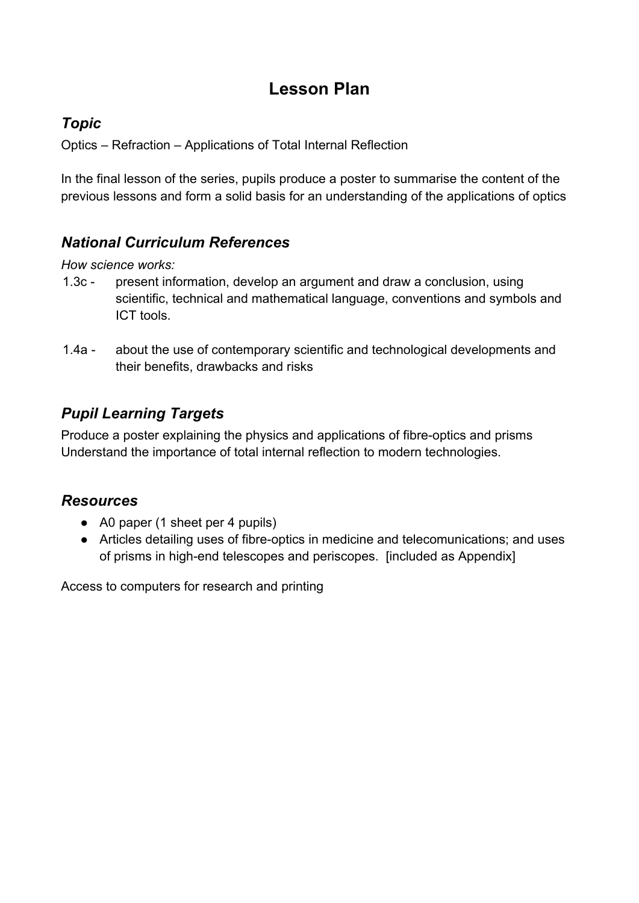# Lesson Plan

## *Topic*

Optics – Refraction – Applications of Total Internal Reflection

In the final lesson of the series, pupils produce a poster to summarise the content of the previous lessons and form a solid basis for an understanding of the applications of optics

## *National Curriculum References*

*How science works:*

1.3c - present information, develop an argument and draw a conclusion, using scientific, technical and mathematical language, conventions and symbols and ICT tools.

1.4a - about the use of contemporary scientific and technological developments and their benefits, drawbacks and risks

## *Pupil Learning Targets*

Produce a poster explaining the physics and applications of fibre-optics and prisms
Understand the importance of total internal reflection to modern technologies.

## *Resources*

- A0 paper (1 sheet per 4 pupils)
- Articles detailing uses of fibre-optics in medicine and telecomunications; and uses of prisms in high-end telescopes and periscopes. [included as Appendix]

Access to computers for research and printing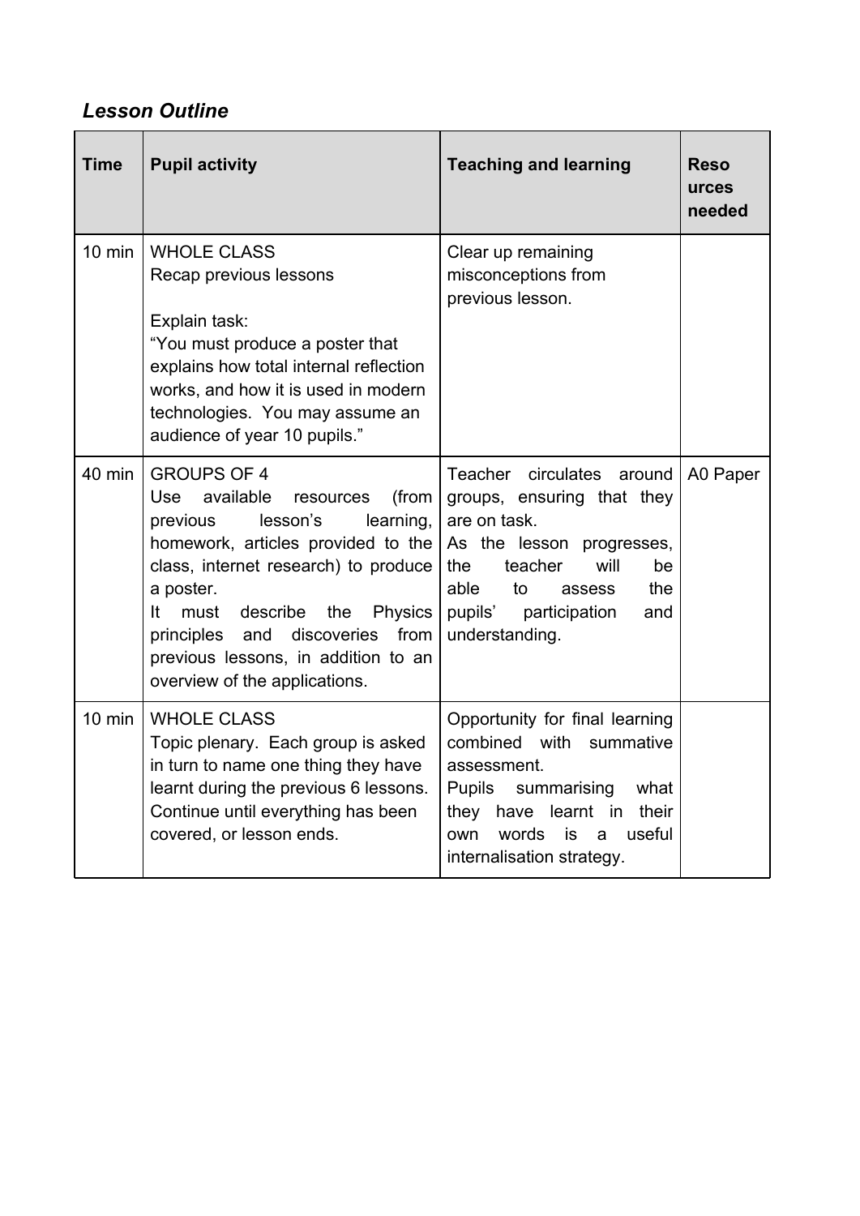### *Lesson Outline*

| Time | Pupil activity | Teaching and learning | Resources needed |
|---|---|---|---|
| 10 min | WHOLE CLASS<br>Recap previous lessons<br><br>Explain task:<br>"You must produce a poster that explains how total internal reflection works, and how it is used in modern technologies. You may assume an audience of year 10 pupils." | Clear up remaining misconceptions from previous lesson. | |
| 40 min | GROUPS OF 4<br>Use available resources (from previous lesson's learning, homework, articles provided to the class, internet research) to produce a poster.<br>It must describe the Physics principles and discoveries from previous lessons, in addition to an overview of the applications. | Teacher circulates around groups, ensuring that they are on task.<br>As the lesson progresses, the teacher will be able to assess the pupils' participation and understanding. | A0 Paper |
| 10 min | WHOLE CLASS<br>Topic plenary. Each group is asked in turn to name one thing they have learnt during the previous 6 lessons. Continue until everything has been covered, or lesson ends. | Opportunity for final learning combined with summative assessment.<br>Pupils summarising what they have learnt in their own words is a useful internalisation strategy. | |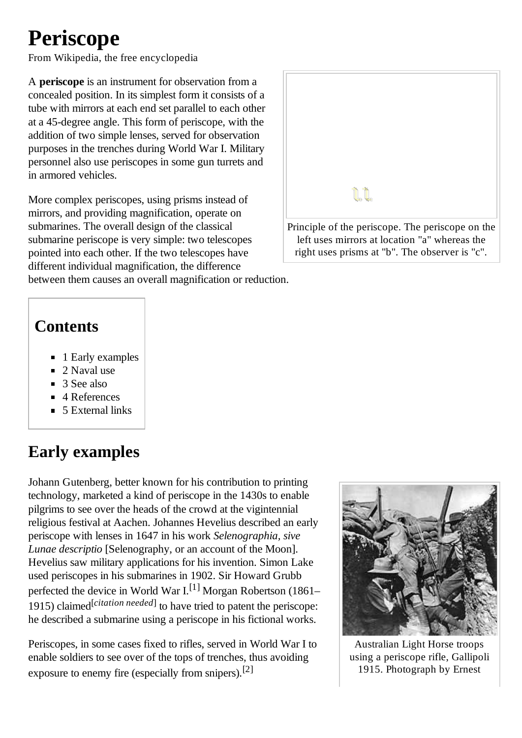# Periscope

From Wikipedia, the free encyclopedia

A **periscope** is an instrument for observation from a concealed position. In its simplest form it consists of a tube with mirrors at each end set parallel to each other at a 45-degree angle. This form of periscope, with the addition of two simple lenses, served for observation purposes in the trenches during World War I. Military personnel also use periscopes in some gun turrets and in armored vehicles.

More complex periscopes, using prisms instead of mirrors, and providing magnification, operate on submarines. The overall design of the classical submarine periscope is very simple: two telescopes pointed into each other. If the two telescopes have different individual magnification, the difference between them causes an overall magnification or reduction.

Principle of the periscope. The periscope on the left uses mirrors at location "a" whereas the right uses prisms at "b". The observer is "c".

## Contents

- 1 Early examples
- 2 Naval use
- 3 See also
- 4 References
- 5 External links

## Early examples

Johann Gutenberg, better known for his contribution to printing technology, marketed a kind of periscope in the 1430s to enable pilgrims to see over the heads of the crowd at the vigintennial religious festival at Aachen. Johannes Hevelius described an early periscope with lenses in 1647 in his work *Selenographia, sive Lunae descriptio* [Selenography, or an account of the Moon]. Hevelius saw military applications for his invention. Simon Lake used periscopes in his submarines in 1902. Sir Howard Grubb perfected the device in World War I.[1] Morgan Robertson (1861–1915) claimed[*citation needed*] to have tried to patent the periscope: he described a submarine using a periscope in his fictional works.

Periscopes, in some cases fixed to rifles, served in World War I to enable soldiers to see over of the tops of trenches, thus avoiding exposure to enemy fire (especially from snipers).[2]

Australian Light Horse troops using a periscope rifle, Gallipoli 1915. Photograph by Ernest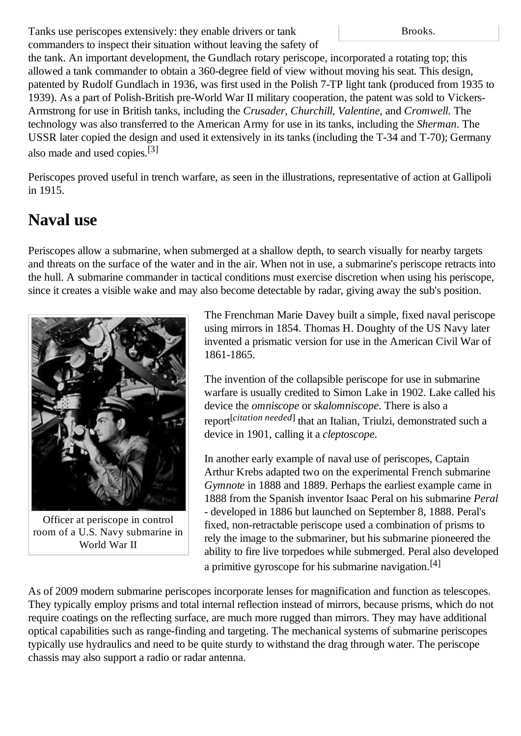Brooks.

Tanks use periscopes extensively: they enable drivers or tank commanders to inspect their situation without leaving the safety of the tank. An important development, the Gundlach rotary periscope, incorporated a rotating top; this allowed a tank commander to obtain a 360-degree field of view without moving his seat. This design, patented by Rudolf Gundlach in 1936, was first used in the Polish 7-TP light tank (produced from 1935 to 1939). As a part of Polish-British pre-World War II military cooperation, the patent was sold to Vickers-Armstrong for use in British tanks, including the *Crusader*, *Churchill*, *Valentine*, and *Cromwell*. The technology was also transferred to the American Army for use in its tanks, including the *Sherman*. The USSR later copied the design and used it extensively in its tanks (including the T-34 and T-70); Germany also made and used copies.[3]

Periscopes proved useful in trench warfare, as seen in the illustrations, representative of action at Gallipoli in 1915.

## Naval use

Periscopes allow a submarine, when submerged at a shallow depth, to search visually for nearby targets and threats on the surface of the water and in the air. When not in use, a submarine's periscope retracts into the hull. A submarine commander in tactical conditions must exercise discretion when using his periscope, since it creates a visible wake and may also become detectable by radar, giving away the sub's position.

Officer at periscope in control room of a U.S. Navy submarine in World War II

The Frenchman Marie Davey built a simple, fixed naval periscope using mirrors in 1854. Thomas H. Doughty of the US Navy later invented a prismatic version for use in the American Civil War of 1861-1865.

The invention of the collapsible periscope for use in submarine warfare is usually credited to Simon Lake in 1902. Lake called his device the *omniscope* or *skalomniscope*. There is also a report[*citation needed*] that an Italian, Triulzi, demonstrated such a device in 1901, calling it a *cleptoscope*.

In another early example of naval use of periscopes, Captain Arthur Krebs adapted two on the experimental French submarine *Gymnote* in 1888 and 1889. Perhaps the earliest example came in 1888 from the Spanish inventor Isaac Peral on his submarine *Peral* - developed in 1886 but launched on September 8, 1888. Peral's fixed, non-retractable periscope used a combination of prisms to rely the image to the submariner, but his submarine pioneered the ability to fire live torpedoes while submerged. Peral also developed a primitive gyroscope for his submarine navigation.[4]

As of 2009 modern submarine periscopes incorporate lenses for magnification and function as telescopes. They typically employ prisms and total internal reflection instead of mirrors, because prisms, which do not require coatings on the reflecting surface, are much more rugged than mirrors. They may have additional optical capabilities such as range-finding and targeting. The mechanical systems of submarine periscopes typically use hydraulics and need to be quite sturdy to withstand the drag through water. The periscope chassis may also support a radio or radar antenna.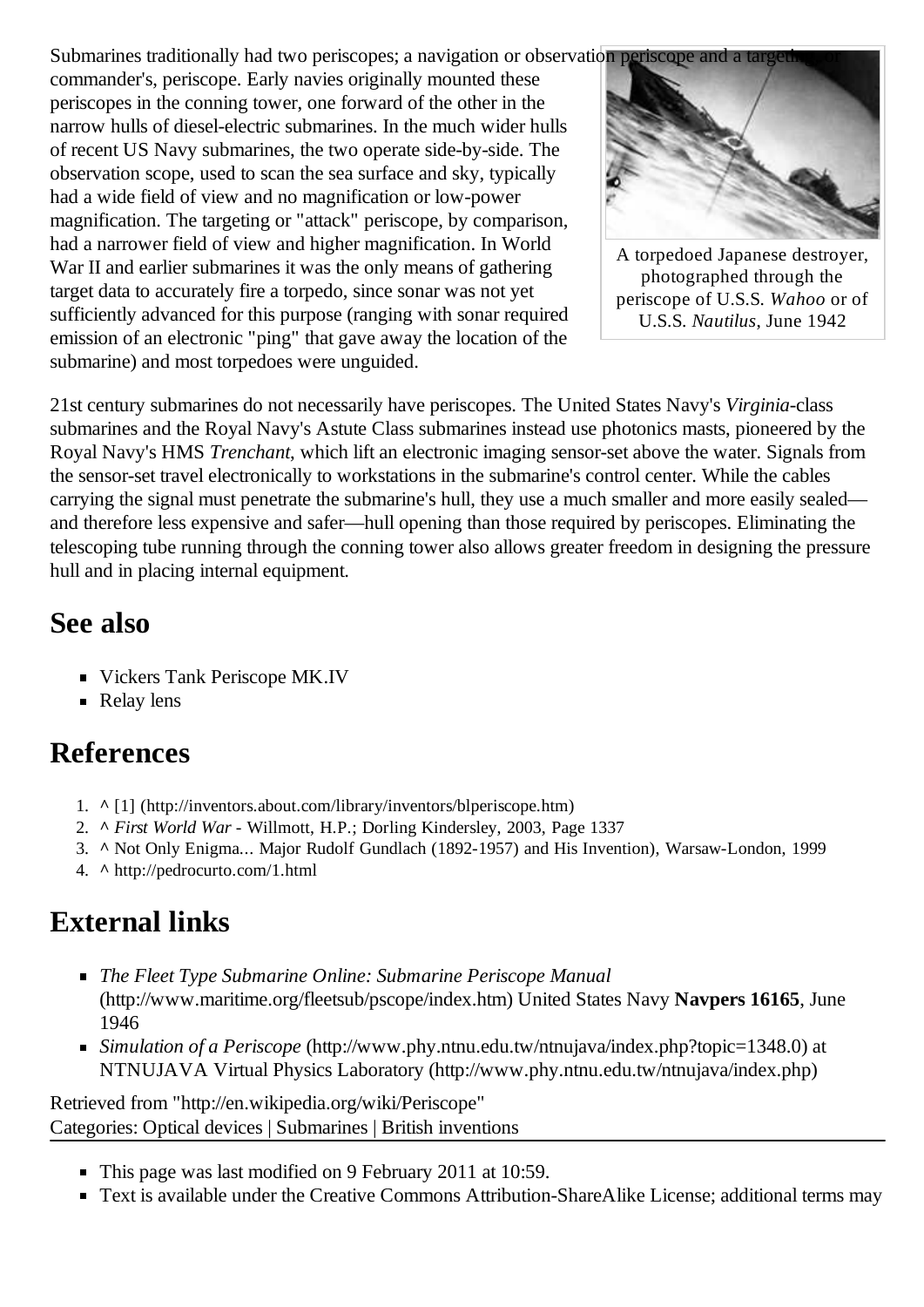Submarines traditionally had two periscopes; a navigation or observation periscope and a targeting, or commander's, periscope. Early navies originally mounted these periscopes in the conning tower, one forward of the other in the narrow hulls of diesel-electric submarines. In the much wider hulls of recent US Navy submarines, the two operate side-by-side. The observation scope, used to scan the sea surface and sky, typically had a wide field of view and no magnification or low-power magnification. The targeting or "attack" periscope, by comparison, had a narrower field of view and higher magnification. In World War II and earlier submarines it was the only means of gathering target data to accurately fire a torpedo, since sonar was not yet sufficiently advanced for this purpose (ranging with sonar required emission of an electronic "ping" that gave away the location of the submarine) and most torpedoes were unguided.

A torpedoed Japanese destroyer, photographed through the periscope of U.S.S. *Wahoo* or of U.S.S. *Nautilus*, June 1942

21st century submarines do not necessarily have periscopes. The United States Navy's *Virginia*-class submarines and the Royal Navy's Astute Class submarines instead use photonics masts, pioneered by the Royal Navy's HMS *Trenchant*, which lift an electronic imaging sensor-set above the water. Signals from the sensor-set travel electronically to workstations in the submarine's control center. While the cables carrying the signal must penetrate the submarine's hull, they use a much smaller and more easily sealed—and therefore less expensive and safer—hull opening than those required by periscopes. Eliminating the telescoping tube running through the conning tower also allows greater freedom in designing the pressure hull and in placing internal equipment.

## See also

- Vickers Tank Periscope MK.IV
- Relay lens

## References

1. ^ [1] (http://inventors.about.com/library/inventors/blperiscope.htm)
2. ^ *First World War* - Willmott, H.P.; Dorling Kindersley, 2003, Page 1337
3. ^ Not Only Enigma... Major Rudolf Gundlach (1892-1957) and His Invention), Warsaw-London, 1999
4. ^ http://pedrocurto.com/1.html

## External links

- *The Fleet Type Submarine Online: Submarine Periscope Manual* (http://www.maritime.org/fleetsub/pscope/index.htm) United States Navy **Navpers 16165**, June 1946
- *Simulation of a Periscope* (http://www.phy.ntnu.edu.tw/ntnujava/index.php?topic=1348.0) at NTNUJAVA Virtual Physics Laboratory (http://www.phy.ntnu.edu.tw/ntnujava/index.php)

Retrieved from "http://en.wikipedia.org/wiki/Periscope"
Categories: Optical devices | Submarines | British inventions

- This page was last modified on 9 February 2011 at 10:59.
- Text is available under the Creative Commons Attribution-ShareAlike License; additional terms may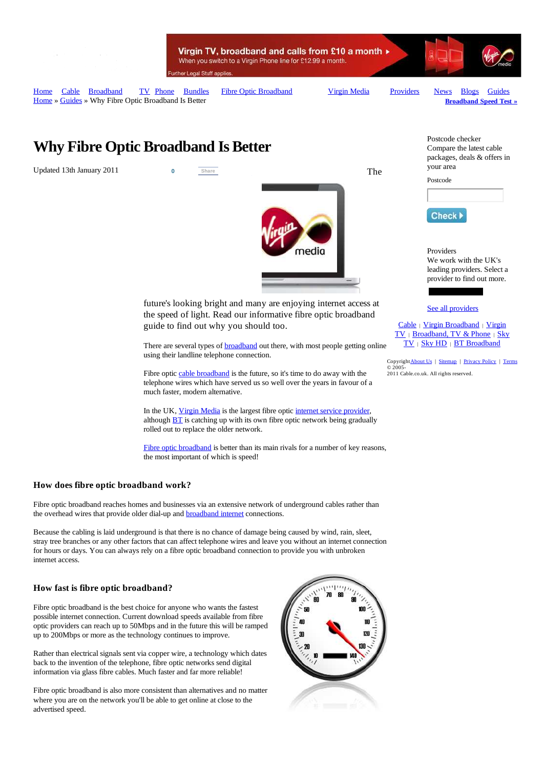Virgin TV, broadband and calls from £10 a month ▸
When you switch to a Virgin Phone line for £12.99 a month.
Further Legal Stuff applies.

[Home](#) [Cable](#) [Broadband](#) [TV](#) [Phone](#) [Bundles](#) [Fibre Optic Broadband](#) [Virgin Media](#) [Providers](#) [News](#) [Blogs](#) [Guides](#)

[Home](#) » [Guides](#) » Why Fibre Optic Broadband Is Better

**[Broadband Speed Test »](#)**

# Why Fibre Optic Broadband Is Better

Updated 13th January 2011

0 Share

The future's looking bright and many are enjoying internet access at the speed of light. Read our informative fibre optic broadband guide to find out why you should too.

There are several types of [broadband](#) out there, with most people getting online using their landline telephone connection.

Fibre optic [cable broadband](#) is the future, so it's time to do away with the telephone wires which have served us so well over the years in favour of a much faster, modern alternative.

In the UK, [Virgin Media](#) is the largest fibre optic [internet service provider](#), although [BT](#) is catching up with its own fibre optic network being gradually rolled out to replace the older network.

[Fibre optic broadband](#) is better than its main rivals for a number of key reasons, the most important of which is speed!

### How does fibre optic broadband work?

Fibre optic broadband reaches homes and businesses via an extensive network of underground cables rather than the overhead wires that provide older dial-up and [broadband internet](#) connections.

Because the cabling is laid underground is that there is no chance of damage being caused by wind, rain, sleet, stray tree branches or any other factors that can affect telephone wires and leave you without an internet connection for hours or days. You can always rely on a fibre optic broadband connection to provide you with unbroken internet access.

### How fast is fibre optic broadband?

Fibre optic broadband is the best choice for anyone who wants the fastest possible internet connection. Current download speeds available from fibre optic providers can reach up to 50Mbps and in the future this will be ramped up to 200Mbps or more as the technology continues to improve.

Rather than electrical signals sent via copper wire, a technology which dates back to the invention of the telephone, fibre optic networks send digital information via glass fibre cables. Much faster and far more reliable!

Fibre optic broadband is also more consistent than alternatives and no matter where you are on the network you'll be able to get online at close to the advertised speed.

Postcode checker
Compare the latest cable packages, deals & offers in your area

Postcode

Check ▸

Providers
We work with the UK's leading providers. Select a provider to find out more.

[See all providers](#)

[Cable](#) | [Virgin Broadband](#) | [Virgin TV](#) | [Broadband, TV & Phone](#) | [Sky TV](#) | [Sky HD](#) | [BT Broadband](#)

Copyright © 2005-2011 Cable.co.uk. All rights reserved. [About Us](#) | [Sitemap](#) | [Privacy Policy](#) | [Terms](#)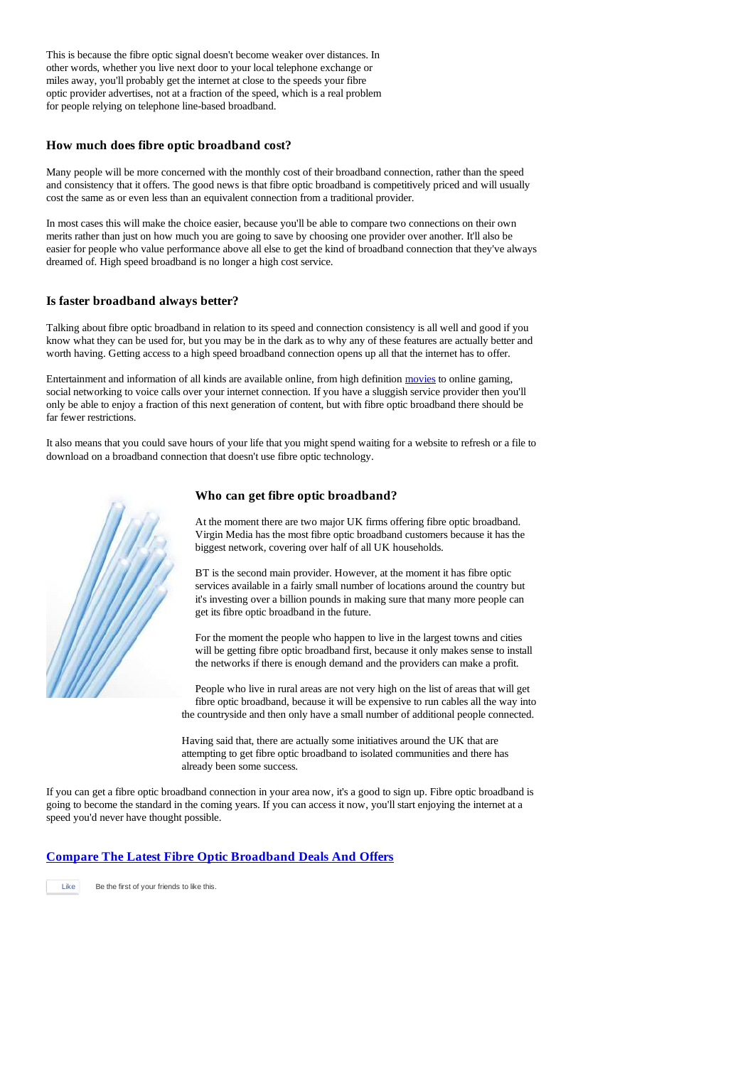This is because the fibre optic signal doesn't become weaker over distances. In other words, whether you live next door to your local telephone exchange or miles away, you'll probably get the internet at close to the speeds your fibre optic provider advertises, not at a fraction of the speed, which is a real problem for people relying on telephone line-based broadband.

### How much does fibre optic broadband cost?

Many people will be more concerned with the monthly cost of their broadband connection, rather than the speed and consistency that it offers. The good news is that fibre optic broadband is competitively priced and will usually cost the same as or even less than an equivalent connection from a traditional provider.

In most cases this will make the choice easier, because you'll be able to compare two connections on their own merits rather than just on how much you are going to save by choosing one provider over another. It'll also be easier for people who value performance above all else to get the kind of broadband connection that they've always dreamed of. High speed broadband is no longer a high cost service.

### Is faster broadband always better?

Talking about fibre optic broadband in relation to its speed and connection consistency is all well and good if you know what they can be used for, but you may be in the dark as to why any of these features are actually better and worth having. Getting access to a high speed broadband connection opens up all that the internet has to offer.

Entertainment and information of all kinds are available online, from high definition [movies]() to online gaming, social networking to voice calls over your internet connection. If you have a sluggish service provider then you'll only be able to enjoy a fraction of this next generation of content, but with fibre optic broadband there should be far fewer restrictions.

It also means that you could save hours of your life that you might spend waiting for a website to refresh or a file to download on a broadband connection that doesn't use fibre optic technology.

### Who can get fibre optic broadband?

At the moment there are two major UK firms offering fibre optic broadband. Virgin Media has the most fibre optic broadband customers because it has the biggest network, covering over half of all UK households.

BT is the second main provider. However, at the moment it has fibre optic services available in a fairly small number of locations around the country but it's investing over a billion pounds in making sure that many more people can get its fibre optic broadband in the future.

For the moment the people who happen to live in the largest towns and cities will be getting fibre optic broadband first, because it only makes sense to install the networks if there is enough demand and the providers can make a profit.

People who live in rural areas are not very high on the list of areas that will get fibre optic broadband, because it will be expensive to run cables all the way into the countryside and then only have a small number of additional people connected.

Having said that, there are actually some initiatives around the UK that are attempting to get fibre optic broadband to isolated communities and there has already been some success.

If you can get a fibre optic broadband connection in your area now, it's a good to sign up. Fibre optic broadband is going to become the standard in the coming years. If you can access it now, you'll start enjoying the internet at a speed you'd never have thought possible.

### [Compare The Latest Fibre Optic Broadband Deals And Offers]()

Like Be the first of your friends to like this.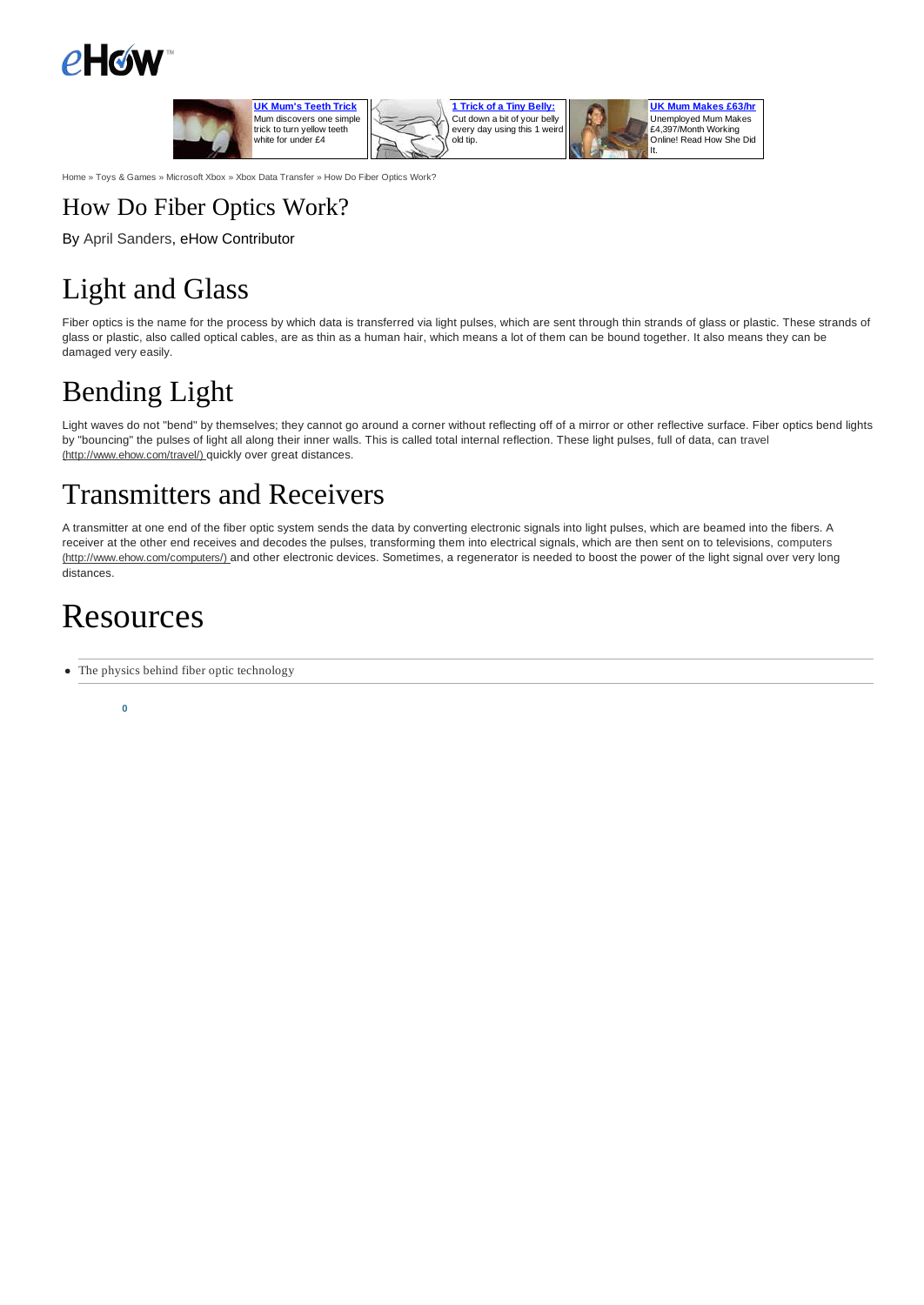eHow

**UK Mum's Teeth Trick**
Mum discovers one simple trick to turn yellow teeth white for under £4

**1 Trick of a Tiny Belly:**
Cut down a bit of your belly every day using this 1 weird old tip.

**UK Mum Makes £63/hr**
Unemployed Mum Makes £4,397/Month Working Online! Read How She Did It.

Home » Toys & Games » Microsoft Xbox » Xbox Data Transfer » How Do Fiber Optics Work?

# How Do Fiber Optics Work?

By April Sanders, eHow Contributor

## Light and Glass

Fiber optics is the name for the process by which data is transferred via light pulses, which are sent through thin strands of glass or plastic. These strands of glass or plastic, also called optical cables, are as thin as a human hair, which means a lot of them can be bound together. It also means they can be damaged very easily.

## Bending Light

Light waves do not "bend" by themselves; they cannot go around a corner without reflecting off of a mirror or other reflective surface. Fiber optics bend lights by "bouncing" the pulses of light all along their inner walls. This is called total internal reflection. These light pulses, full of data, can travel (http://www.ehow.com/travel/) quickly over great distances.

## Transmitters and Receivers

A transmitter at one end of the fiber optic system sends the data by converting electronic signals into light pulses, which are beamed into the fibers. A receiver at the other end receives and decodes the pulses, transforming them into electrical signals, which are then sent on to televisions, computers (http://www.ehow.com/computers/) and other electronic devices. Sometimes, a regenerator is needed to boost the power of the light signal over very long distances.

## Resources

- The physics behind fiber optic technology

0